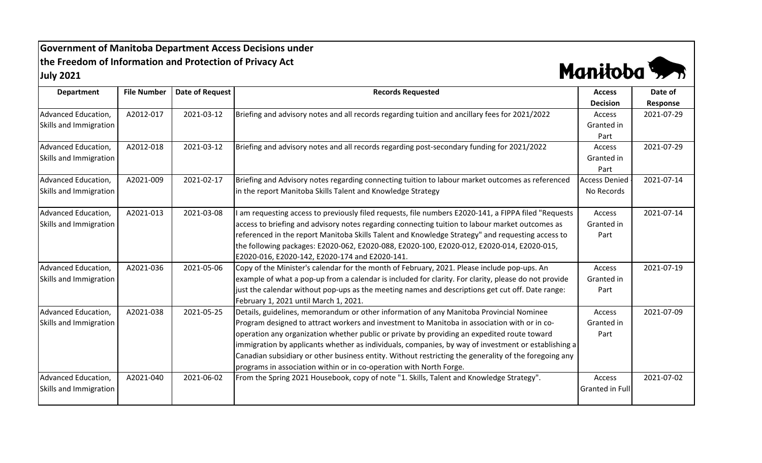**Government of Manitoba Department Access Decisions under the Freedom of Information and Protection of Privacy Act**

**July 2021**

| Department | File Number | Date of Request | Records Requested | Access Decision | Date of Response |
|---|---|---|---|---|---|
| Advanced Education, Skills and Immigration | A2012-017 | 2021-03-12 | Briefing and advisory notes and all records regarding tuition and ancillary fees for 2021/2022 | Access Granted in Part | 2021-07-29 |
| Advanced Education, Skills and Immigration | A2012-018 | 2021-03-12 | Briefing and advisory notes and all records regarding post-secondary funding for 2021/2022 | Access Granted in Part | 2021-07-29 |
| Advanced Education, Skills and Immigration | A2021-009 | 2021-02-17 | Briefing and Advisory notes regarding connecting tuition to labour market outcomes as referenced in the report Manitoba Skills Talent and Knowledge Strategy | Access Denied - No Records | 2021-07-14 |
| Advanced Education, Skills and Immigration | A2021-013 | 2021-03-08 | I am requesting access to previously filed requests, file numbers E2020-141, a FIPPA filed "Requests access to briefing and advisory notes regarding connecting tuition to labour market outcomes as referenced in the report Manitoba Skills Talent and Knowledge Strategy" and requesting access to the following packages: E2020-062, E2020-088, E2020-100, E2020-012, E2020-014, E2020-015, E2020-016, E2020-142, E2020-174 and E2020-141. | Access Granted in Part | 2021-07-14 |
| Advanced Education, Skills and Immigration | A2021-036 | 2021-05-06 | Copy of the Minister's calendar for the month of February, 2021. Please include pop-ups. An example of what a pop-up from a calendar is included for clarity. For clarity, please do not provide just the calendar without pop-ups as the meeting names and descriptions get cut off. Date range: February 1, 2021 until March 1, 2021. | Access Granted in Part | 2021-07-19 |
| Advanced Education, Skills and Immigration | A2021-038 | 2021-05-25 | Details, guidelines, memorandum or other information of any Manitoba Provincial Nominee Program designed to attract workers and investment to Manitoba in association with or in co-operation any organization whether public or private by providing an expedited route toward immigration by applicants whether as individuals, companies, by way of investment or establishing a Canadian subsidiary or other business entity. Without restricting the generality of the foregoing any programs in association within or in co-operation with North Forge. | Access Granted in Part | 2021-07-09 |
| Advanced Education, Skills and Immigration | A2021-040 | 2021-06-02 | From the Spring 2021 Housebook, copy of note "1. Skills, Talent and Knowledge Strategy". | Access Granted in Full | 2021-07-02 |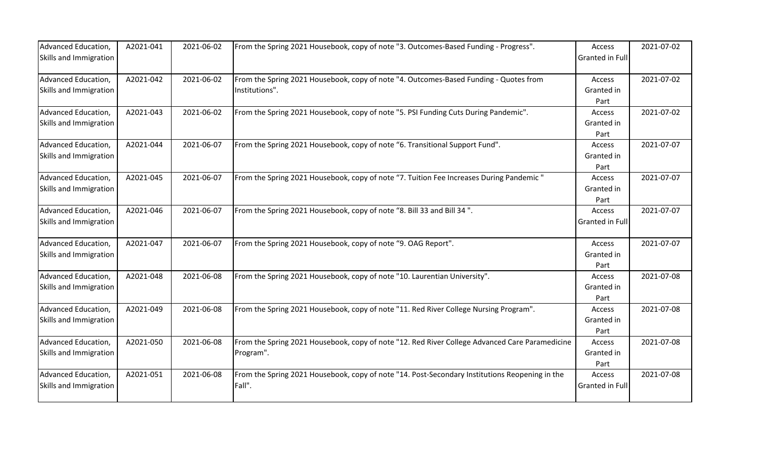| Advanced Education, Skills and Immigration | A2021-041 | 2021-06-02 | From the Spring 2021 Housebook, copy of note "3. Outcomes-Based Funding - Progress". | Access Granted in Full | 2021-07-02 |
|---|---|---|---|---|---|
| Advanced Education, Skills and Immigration | A2021-042 | 2021-06-02 | From the Spring 2021 Housebook, copy of note "4. Outcomes-Based Funding - Quotes from Institutions". | Access Granted in Part | 2021-07-02 |
| Advanced Education, Skills and Immigration | A2021-043 | 2021-06-02 | From the Spring 2021 Housebook, copy of note "5. PSI Funding Cuts During Pandemic". | Access Granted in Part | 2021-07-02 |
| Advanced Education, Skills and Immigration | A2021-044 | 2021-06-07 | From the Spring 2021 Housebook, copy of note "6. Transitional Support Fund". | Access Granted in Part | 2021-07-07 |
| Advanced Education, Skills and Immigration | A2021-045 | 2021-06-07 | From the Spring 2021 Housebook, copy of note "7. Tuition Fee Increases During Pandemic " | Access Granted in Part | 2021-07-07 |
| Advanced Education, Skills and Immigration | A2021-046 | 2021-06-07 | From the Spring 2021 Housebook, copy of note "8. Bill 33 and Bill 34 ". | Access Granted in Full | 2021-07-07 |
| Advanced Education, Skills and Immigration | A2021-047 | 2021-06-07 | From the Spring 2021 Housebook, copy of note "9. OAG Report". | Access Granted in Part | 2021-07-07 |
| Advanced Education, Skills and Immigration | A2021-048 | 2021-06-08 | From the Spring 2021 Housebook, copy of note "10. Laurentian University". | Access Granted in Part | 2021-07-08 |
| Advanced Education, Skills and Immigration | A2021-049 | 2021-06-08 | From the Spring 2021 Housebook, copy of note "11. Red River College Nursing Program". | Access Granted in Part | 2021-07-08 |
| Advanced Education, Skills and Immigration | A2021-050 | 2021-06-08 | From the Spring 2021 Housebook, copy of note "12. Red River College Advanced Care Paramedicine Program". | Access Granted in Part | 2021-07-08 |
| Advanced Education, Skills and Immigration | A2021-051 | 2021-06-08 | From the Spring 2021 Housebook, copy of note "14. Post-Secondary Institutions Reopening in the Fall". | Access Granted in Full | 2021-07-08 |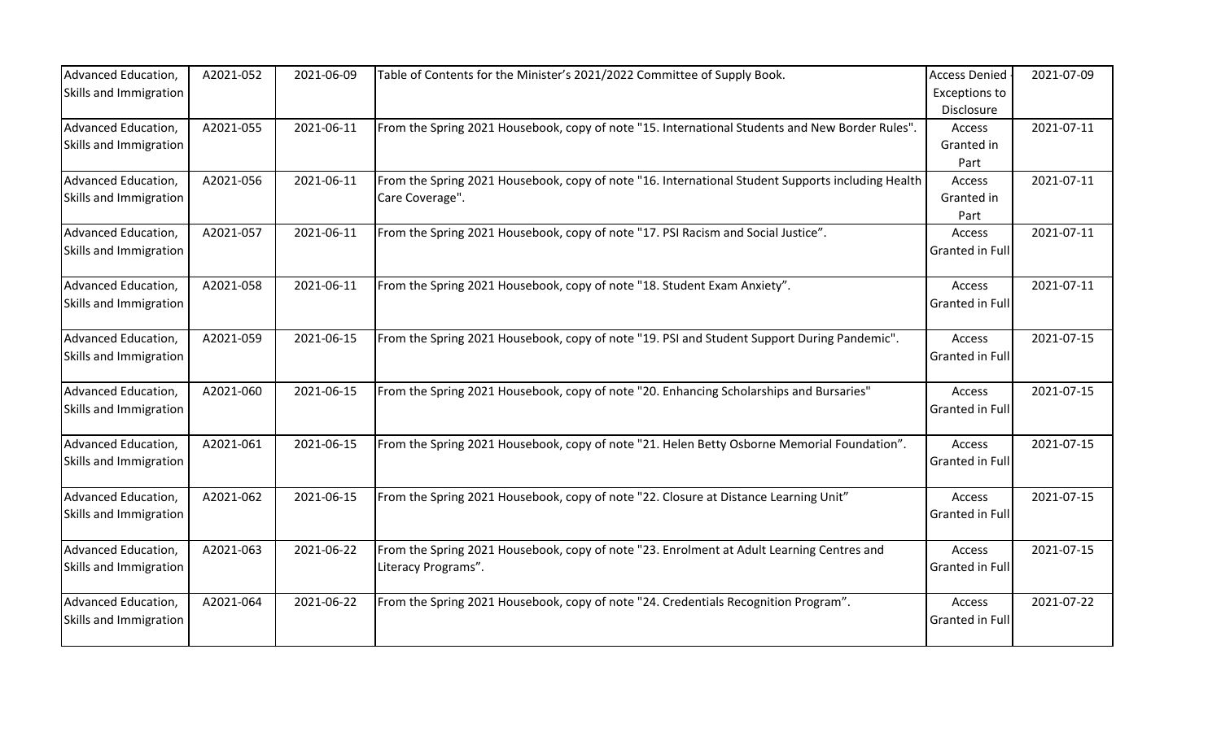| Advanced Education, Skills and Immigration | A2021-052 | 2021-06-09 | Table of Contents for the Minister's 2021/2022 Committee of Supply Book. | Access Denied - Exceptions to Disclosure | 2021-07-09 |
|---|---|---|---|---|---|
| Advanced Education, Skills and Immigration | A2021-055 | 2021-06-11 | From the Spring 2021 Housebook, copy of note "15. International Students and New Border Rules". | Access Granted in Part | 2021-07-11 |
| Advanced Education, Skills and Immigration | A2021-056 | 2021-06-11 | From the Spring 2021 Housebook, copy of note "16. International Student Supports including Health Care Coverage". | Access Granted in Part | 2021-07-11 |
| Advanced Education, Skills and Immigration | A2021-057 | 2021-06-11 | From the Spring 2021 Housebook, copy of note "17. PSI Racism and Social Justice". | Access Granted in Full | 2021-07-11 |
| Advanced Education, Skills and Immigration | A2021-058 | 2021-06-11 | From the Spring 2021 Housebook, copy of note "18. Student Exam Anxiety". | Access Granted in Full | 2021-07-11 |
| Advanced Education, Skills and Immigration | A2021-059 | 2021-06-15 | From the Spring 2021 Housebook, copy of note "19. PSI and Student Support During Pandemic". | Access Granted in Full | 2021-07-15 |
| Advanced Education, Skills and Immigration | A2021-060 | 2021-06-15 | From the Spring 2021 Housebook, copy of note "20. Enhancing Scholarships and Bursaries" | Access Granted in Full | 2021-07-15 |
| Advanced Education, Skills and Immigration | A2021-061 | 2021-06-15 | From the Spring 2021 Housebook, copy of note "21. Helen Betty Osborne Memorial Foundation". | Access Granted in Full | 2021-07-15 |
| Advanced Education, Skills and Immigration | A2021-062 | 2021-06-15 | From the Spring 2021 Housebook, copy of note "22. Closure at Distance Learning Unit" | Access Granted in Full | 2021-07-15 |
| Advanced Education, Skills and Immigration | A2021-063 | 2021-06-22 | From the Spring 2021 Housebook, copy of note "23. Enrolment at Adult Learning Centres and Literacy Programs". | Access Granted in Full | 2021-07-15 |
| Advanced Education, Skills and Immigration | A2021-064 | 2021-06-22 | From the Spring 2021 Housebook, copy of note "24. Credentials Recognition Program". | Access Granted in Full | 2021-07-22 |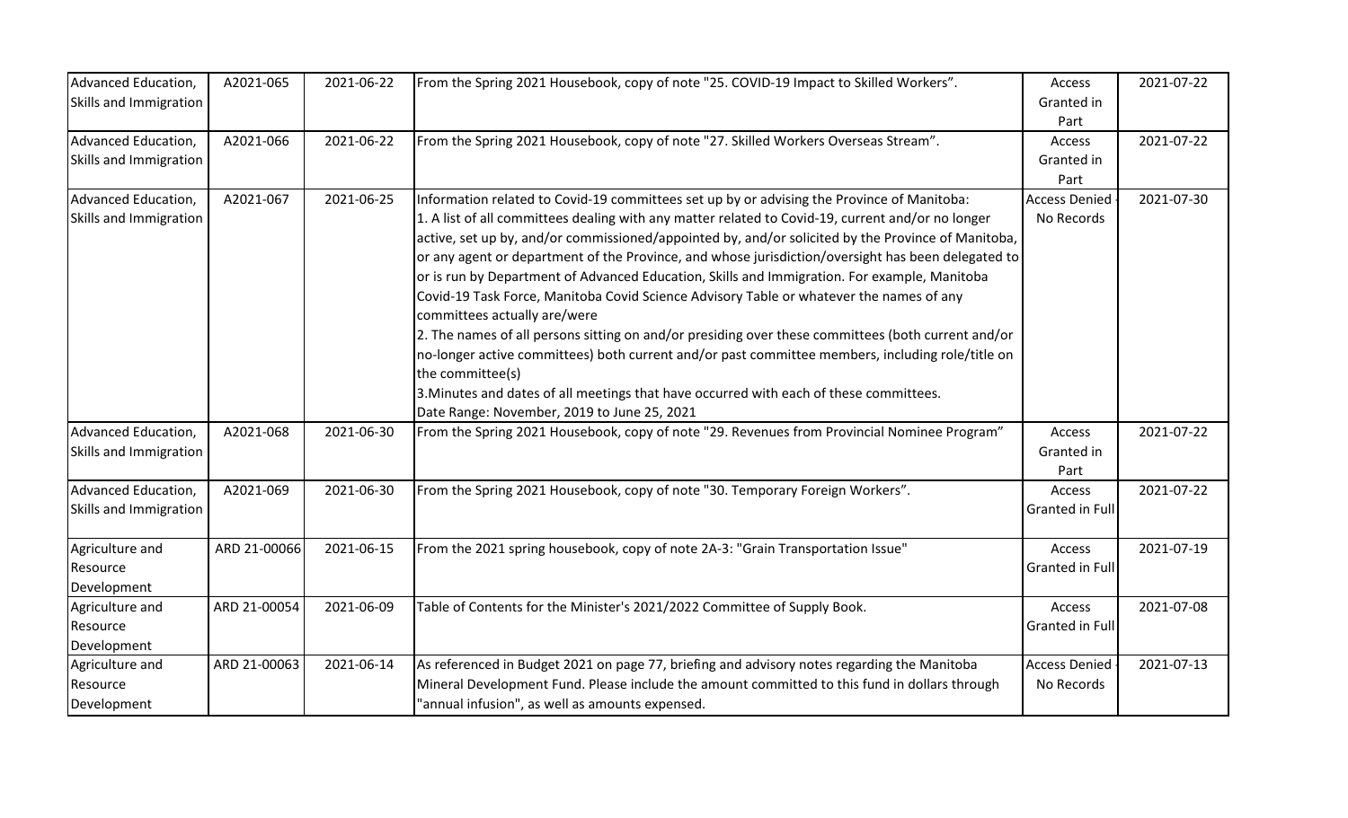| Advanced Education, Skills and Immigration | A2021-065 | 2021-06-22 | From the Spring 2021 Housebook, copy of note "25. COVID-19 Impact to Skilled Workers". | Access Granted in Part | 2021-07-22 |
|---|---|---|---|---|---|
| Advanced Education, Skills and Immigration | A2021-066 | 2021-06-22 | From the Spring 2021 Housebook, copy of note "27. Skilled Workers Overseas Stream". | Access Granted in Part | 2021-07-22 |
| Advanced Education, Skills and Immigration | A2021-067 | 2021-06-25 | Information related to Covid-19 committees set up by or advising the Province of Manitoba:<br>1. A list of all committees dealing with any matter related to Covid-19, current and/or no longer active, set up by, and/or commissioned/appointed by, and/or solicited by the Province of Manitoba, or any agent or department of the Province, and whose jurisdiction/oversight has been delegated to or is run by Department of Advanced Education, Skills and Immigration. For example, Manitoba Covid-19 Task Force, Manitoba Covid Science Advisory Table or whatever the names of any committees actually are/were<br>2. The names of all persons sitting on and/or presiding over these committees (both current and/or no-longer active committees) both current and/or past committee members, including role/title on the committee(s)<br>3.Minutes and dates of all meetings that have occurred with each of these committees.<br>Date Range: November, 2019 to June 25, 2021 | Access Denied - No Records | 2021-07-30 |
| Advanced Education, Skills and Immigration | A2021-068 | 2021-06-30 | From the Spring 2021 Housebook, copy of note "29. Revenues from Provincial Nominee Program" | Access Granted in Part | 2021-07-22 |
| Advanced Education, Skills and Immigration | A2021-069 | 2021-06-30 | From the Spring 2021 Housebook, copy of note "30. Temporary Foreign Workers". | Access Granted in Full | 2021-07-22 |
| Agriculture and Resource Development | ARD 21-00066 | 2021-06-15 | From the 2021 spring housebook, copy of note 2A-3: "Grain Transportation Issue" | Access Granted in Full | 2021-07-19 |
| Agriculture and Resource Development | ARD 21-00054 | 2021-06-09 | Table of Contents for the Minister's 2021/2022 Committee of Supply Book. | Access Granted in Full | 2021-07-08 |
| Agriculture and Resource Development | ARD 21-00063 | 2021-06-14 | As referenced in Budget 2021 on page 77, briefing and advisory notes regarding the Manitoba Mineral Development Fund. Please include the amount committed to this fund in dollars through "annual infusion", as well as amounts expensed. | Access Denied - No Records | 2021-07-13 |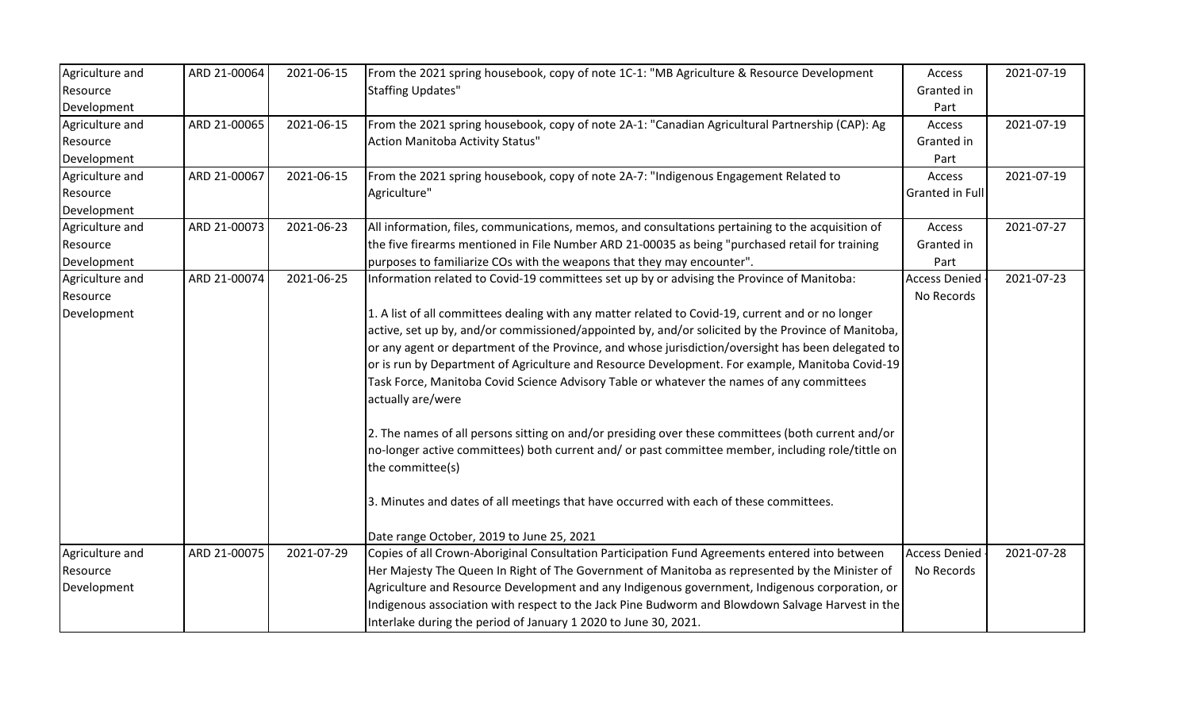| Agriculture and Resource Development | ARD 21-00064 | 2021-06-15 | From the 2021 spring housebook, copy of note 1C-1: "MB Agriculture & Resource Development Staffing Updates" | Access Granted in Part | 2021-07-19 |
|---|---|---|---|---|---|
| Agriculture and Resource Development | ARD 21-00065 | 2021-06-15 | From the 2021 spring housebook, copy of note 2A-1: "Canadian Agricultural Partnership (CAP): Ag Action Manitoba Activity Status" | Access Granted in Part | 2021-07-19 |
| Agriculture and Resource Development | ARD 21-00067 | 2021-06-15 | From the 2021 spring housebook, copy of note 2A-7: "Indigenous Engagement Related to Agriculture" | Access Granted in Full | 2021-07-19 |
| Agriculture and Resource Development | ARD 21-00073 | 2021-06-23 | All information, files, communications, memos, and consultations pertaining to the acquisition of the five firearms mentioned in File Number ARD 21-00035 as being "purchased retail for training purposes to familiarize COs with the weapons that they may encounter". | Access Granted in Part | 2021-07-27 |
| Agriculture and Resource Development | ARD 21-00074 | 2021-06-25 | Information related to Covid-19 committees set up by or advising the Province of Manitoba:<br><br>1. A list of all committees dealing with any matter related to Covid-19, current and or no longer active, set up by, and/or commissioned/appointed by, and/or solicited by the Province of Manitoba, or any agent or department of the Province, and whose jurisdiction/oversight has been delegated to or is run by Department of Agriculture and Resource Development. For example, Manitoba Covid-19 Task Force, Manitoba Covid Science Advisory Table or whatever the names of any committees actually are/were<br><br>2. The names of all persons sitting on and/or presiding over these committees (both current and/or no-longer active committees) both current and/ or past committee member, including role/tittle on the committee(s)<br><br>3. Minutes and dates of all meetings that have occurred with each of these committees.<br><br>Date range October, 2019 to June 25, 2021 | Access Denied - No Records | 2021-07-23 |
| Agriculture and Resource Development | ARD 21-00075 | 2021-07-29 | Copies of all Crown-Aboriginal Consultation Participation Fund Agreements entered into between Her Majesty The Queen In Right of The Government of Manitoba as represented by the Minister of Agriculture and Resource Development and any Indigenous government, Indigenous corporation, or Indigenous association with respect to the Jack Pine Budworm and Blowdown Salvage Harvest in the Interlake during the period of January 1 2020 to June 30, 2021. | Access Denied - No Records | 2021-07-28 |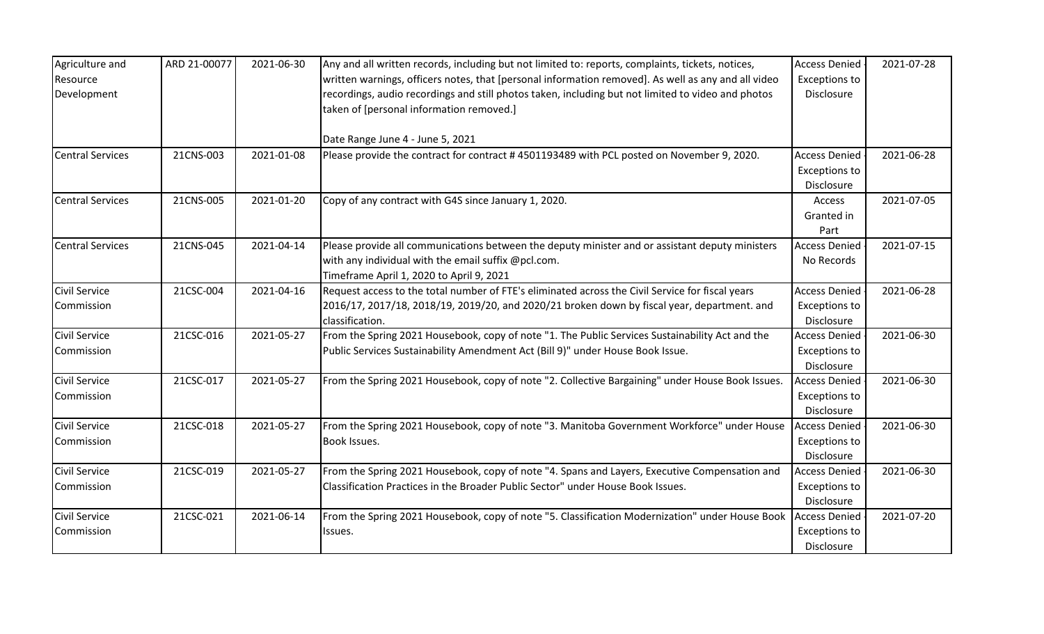| | | | | | |
|---|---|---|---|---|---|
| Agriculture and Resource Development | ARD 21-00077 | 2021-06-30 | Any and all written records, including but not limited to: reports, complaints, tickets, notices, written warnings, officers notes, that [personal information removed]. As well as any and all video recordings, audio recordings and still photos taken, including but not limited to video and photos taken of [personal information removed.]<br><br>Date Range June 4 - June 5, 2021 | Access Denied - Exceptions to Disclosure | 2021-07-28 |
| Central Services | 21CNS-003 | 2021-01-08 | Please provide the contract for contract # 4501193489 with PCL posted on November 9, 2020. | Access Denied - Exceptions to Disclosure | 2021-06-28 |
| Central Services | 21CNS-005 | 2021-01-20 | Copy of any contract with G4S since January 1, 2020. | Access Granted in Part | 2021-07-05 |
| Central Services | 21CNS-045 | 2021-04-14 | Please provide all communications between the deputy minister and or assistant deputy ministers with any individual with the email suffix @pcl.com.<br>Timeframe April 1, 2020 to April 9, 2021 | Access Denied - No Records | 2021-07-15 |
| Civil Service Commission | 21CSC-004 | 2021-04-16 | Request access to the total number of FTE's eliminated across the Civil Service for fiscal years 2016/17, 2017/18, 2018/19, 2019/20, and 2020/21 broken down by fiscal year, department. and classification. | Access Denied - Exceptions to Disclosure | 2021-06-28 |
| Civil Service Commission | 21CSC-016 | 2021-05-27 | From the Spring 2021 Housebook, copy of note "1. The Public Services Sustainability Act and the Public Services Sustainability Amendment Act (Bill 9)" under House Book Issue. | Access Denied - Exceptions to Disclosure | 2021-06-30 |
| Civil Service Commission | 21CSC-017 | 2021-05-27 | From the Spring 2021 Housebook, copy of note "2. Collective Bargaining" under House Book Issues. | Access Denied - Exceptions to Disclosure | 2021-06-30 |
| Civil Service Commission | 21CSC-018 | 2021-05-27 | From the Spring 2021 Housebook, copy of note "3. Manitoba Government Workforce" under House Book Issues. | Access Denied - Exceptions to Disclosure | 2021-06-30 |
| Civil Service Commission | 21CSC-019 | 2021-05-27 | From the Spring 2021 Housebook, copy of note "4. Spans and Layers, Executive Compensation and Classification Practices in the Broader Public Sector" under House Book Issues. | Access Denied - Exceptions to Disclosure | 2021-06-30 |
| Civil Service Commission | 21CSC-021 | 2021-06-14 | From the Spring 2021 Housebook, copy of note "5. Classification Modernization" under House Book Issues. | Access Denied - Exceptions to Disclosure | 2021-07-20 |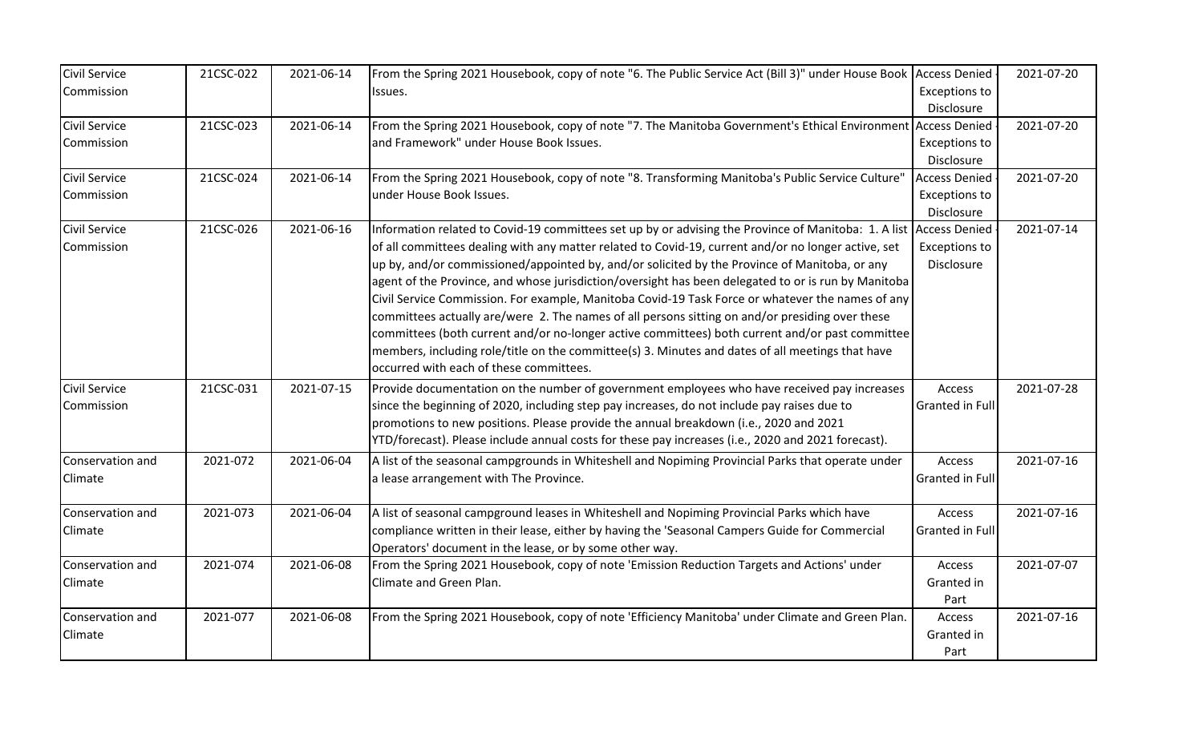| Civil Service Commission | 21CSC-022 | 2021-06-14 | From the Spring 2021 Housebook, copy of note "6. The Public Service Act (Bill 3)" under House Book Issues. | Access Denied - Exceptions to Disclosure | 2021-07-20 |
|---|---|---|---|---|---|
| Civil Service Commission | 21CSC-023 | 2021-06-14 | From the Spring 2021 Housebook, copy of note "7. The Manitoba Government's Ethical Environment and Framework" under House Book Issues. | Access Denied - Exceptions to Disclosure | 2021-07-20 |
| Civil Service Commission | 21CSC-024 | 2021-06-14 | From the Spring 2021 Housebook, copy of note "8. Transforming Manitoba's Public Service Culture" under House Book Issues. | Access Denied - Exceptions to Disclosure | 2021-07-20 |
| Civil Service Commission | 21CSC-026 | 2021-06-16 | Information related to Covid-19 committees set up by or advising the Province of Manitoba: 1. A list of all committees dealing with any matter related to Covid-19, current and/or no longer active, set up by, and/or commissioned/appointed by, and/or solicited by the Province of Manitoba, or any agent of the Province, and whose jurisdiction/oversight has been delegated to or is run by Manitoba Civil Service Commission. For example, Manitoba Covid-19 Task Force or whatever the names of any committees actually are/were 2. The names of all persons sitting on and/or presiding over these committees (both current and/or no-longer active committees) both current and/or past committee members, including role/title on the committee(s) 3. Minutes and dates of all meetings that have occurred with each of these committees. | Access Denied - Exceptions to Disclosure | 2021-07-14 |
| Civil Service Commission | 21CSC-031 | 2021-07-15 | Provide documentation on the number of government employees who have received pay increases since the beginning of 2020, including step pay increases, do not include pay raises due to promotions to new positions. Please provide the annual breakdown (i.e., 2020 and 2021 YTD/forecast). Please include annual costs for these pay increases (i.e., 2020 and 2021 forecast). | Access Granted in Full | 2021-07-28 |
| Conservation and Climate | 2021-072 | 2021-06-04 | A list of the seasonal campgrounds in Whiteshell and Nopiming Provincial Parks that operate under a lease arrangement with The Province. | Access Granted in Full | 2021-07-16 |
| Conservation and Climate | 2021-073 | 2021-06-04 | A list of seasonal campground leases in Whiteshell and Nopiming Provincial Parks which have compliance written in their lease, either by having the 'Seasonal Campers Guide for Commercial Operators' document in the lease, or by some other way. | Access Granted in Full | 2021-07-16 |
| Conservation and Climate | 2021-074 | 2021-06-08 | From the Spring 2021 Housebook, copy of note 'Emission Reduction Targets and Actions' under Climate and Green Plan. | Access Granted in Part | 2021-07-07 |
| Conservation and Climate | 2021-077 | 2021-06-08 | From the Spring 2021 Housebook, copy of note 'Efficiency Manitoba' under Climate and Green Plan. | Access Granted in Part | 2021-07-16 |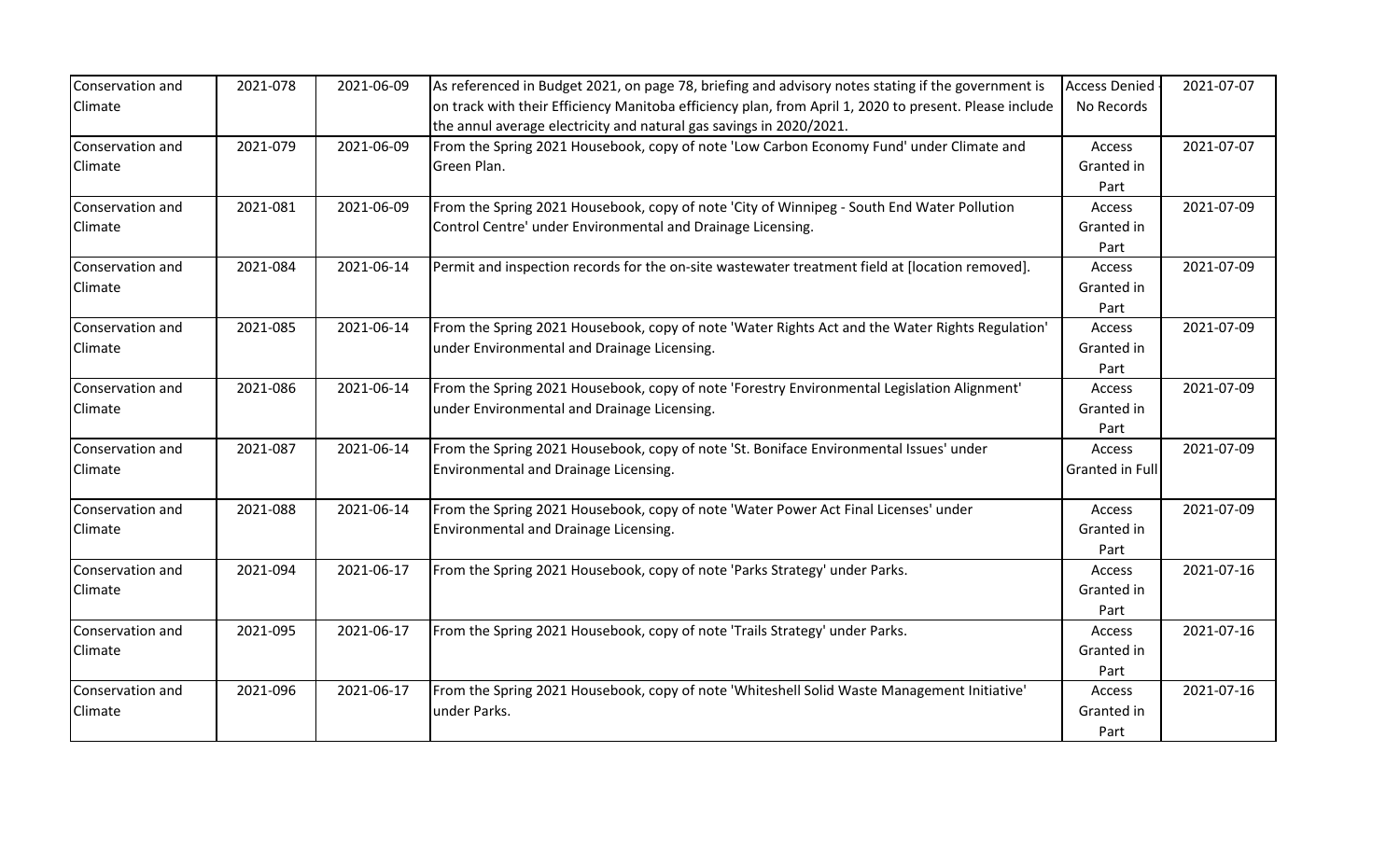| Conservation and Climate | 2021-078 | 2021-06-09 | As referenced in Budget 2021, on page 78, briefing and advisory notes stating if the government is on track with their Efficiency Manitoba efficiency plan, from April 1, 2020 to present. Please include the annul average electricity and natural gas savings in 2020/2021. | Access Denied - No Records | 2021-07-07 |
|---|---|---|---|---|---|
| Conservation and Climate | 2021-079 | 2021-06-09 | From the Spring 2021 Housebook, copy of note 'Low Carbon Economy Fund' under Climate and Green Plan. | Access Granted in Part | 2021-07-07 |
| Conservation and Climate | 2021-081 | 2021-06-09 | From the Spring 2021 Housebook, copy of note 'City of Winnipeg - South End Water Pollution Control Centre' under Environmental and Drainage Licensing. | Access Granted in Part | 2021-07-09 |
| Conservation and Climate | 2021-084 | 2021-06-14 | Permit and inspection records for the on-site wastewater treatment field at [location removed]. | Access Granted in Part | 2021-07-09 |
| Conservation and Climate | 2021-085 | 2021-06-14 | From the Spring 2021 Housebook, copy of note 'Water Rights Act and the Water Rights Regulation' under Environmental and Drainage Licensing. | Access Granted in Part | 2021-07-09 |
| Conservation and Climate | 2021-086 | 2021-06-14 | From the Spring 2021 Housebook, copy of note 'Forestry Environmental Legislation Alignment' under Environmental and Drainage Licensing. | Access Granted in Part | 2021-07-09 |
| Conservation and Climate | 2021-087 | 2021-06-14 | From the Spring 2021 Housebook, copy of note 'St. Boniface Environmental Issues' under Environmental and Drainage Licensing. | Access Granted in Full | 2021-07-09 |
| Conservation and Climate | 2021-088 | 2021-06-14 | From the Spring 2021 Housebook, copy of note 'Water Power Act Final Licenses' under Environmental and Drainage Licensing. | Access Granted in Part | 2021-07-09 |
| Conservation and Climate | 2021-094 | 2021-06-17 | From the Spring 2021 Housebook, copy of note 'Parks Strategy' under Parks. | Access Granted in Part | 2021-07-16 |
| Conservation and Climate | 2021-095 | 2021-06-17 | From the Spring 2021 Housebook, copy of note 'Trails Strategy' under Parks. | Access Granted in Part | 2021-07-16 |
| Conservation and Climate | 2021-096 | 2021-06-17 | From the Spring 2021 Housebook, copy of note 'Whiteshell Solid Waste Management Initiative' under Parks. | Access Granted in Part | 2021-07-16 |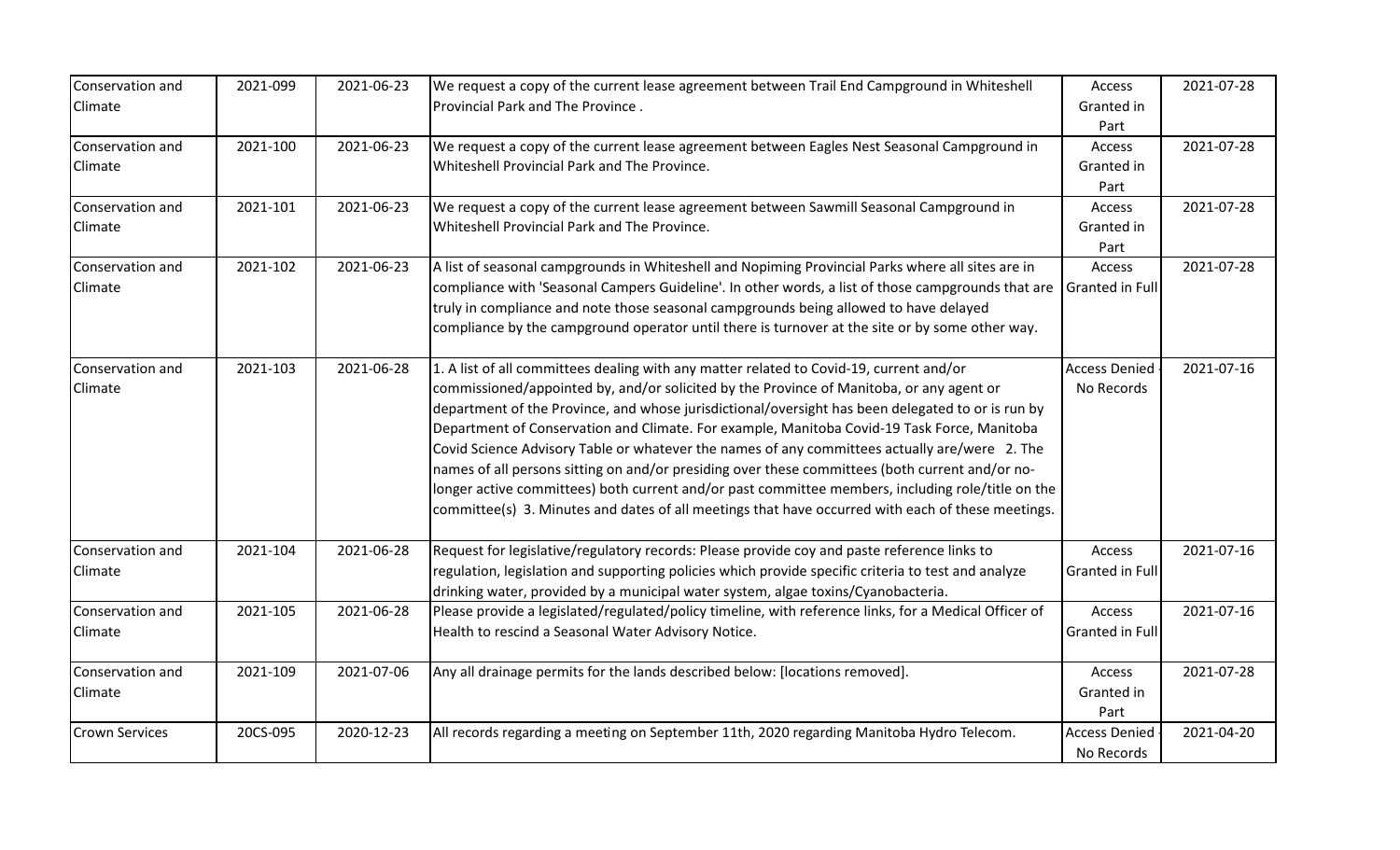| Conservation and Climate | 2021-099 | 2021-06-23 | We request a copy of the current lease agreement between Trail End Campground in Whiteshell Provincial Park and The Province . | Access Granted in Part | 2021-07-28 |
|---|---|---|---|---|---|
| Conservation and Climate | 2021-100 | 2021-06-23 | We request a copy of the current lease agreement between Eagles Nest Seasonal Campground in Whiteshell Provincial Park and The Province. | Access Granted in Part | 2021-07-28 |
| Conservation and Climate | 2021-101 | 2021-06-23 | We request a copy of the current lease agreement between Sawmill Seasonal Campground in Whiteshell Provincial Park and The Province. | Access Granted in Part | 2021-07-28 |
| Conservation and Climate | 2021-102 | 2021-06-23 | A list of seasonal campgrounds in Whiteshell and Nopiming Provincial Parks where all sites are in compliance with 'Seasonal Campers Guideline'. In other words, a list of those campgrounds that are truly in compliance and note those seasonal campgrounds being allowed to have delayed compliance by the campground operator until there is turnover at the site or by some other way. | Access Granted in Full | 2021-07-28 |
| Conservation and Climate | 2021-103 | 2021-06-28 | 1. A list of all committees dealing with any matter related to Covid-19, current and/or commissioned/appointed by, and/or solicited by the Province of Manitoba, or any agent or department of the Province, and whose jurisdictional/oversight has been delegated to or is run by Department of Conservation and Climate. For example, Manitoba Covid-19 Task Force, Manitoba Covid Science Advisory Table or whatever the names of any committees actually are/were 2. The names of all persons sitting on and/or presiding over these committees (both current and/or no-longer active committees) both current and/or past committee members, including role/title on the committee(s) 3. Minutes and dates of all meetings that have occurred with each of these meetings. | Access Denied - No Records | 2021-07-16 |
| Conservation and Climate | 2021-104 | 2021-06-28 | Request for legislative/regulatory records: Please provide coy and paste reference links to regulation, legislation and supporting policies which provide specific criteria to test and analyze drinking water, provided by a municipal water system, algae toxins/Cyanobacteria. | Access Granted in Full | 2021-07-16 |
| Conservation and Climate | 2021-105 | 2021-06-28 | Please provide a legislated/regulated/policy timeline, with reference links, for a Medical Officer of Health to rescind a Seasonal Water Advisory Notice. | Access Granted in Full | 2021-07-16 |
| Conservation and Climate | 2021-109 | 2021-07-06 | Any all drainage permits for the lands described below: [locations removed]. | Access Granted in Part | 2021-07-28 |
| Crown Services | 20CS-095 | 2020-12-23 | All records regarding a meeting on September 11th, 2020 regarding Manitoba Hydro Telecom. | Access Denied - No Records | 2021-04-20 |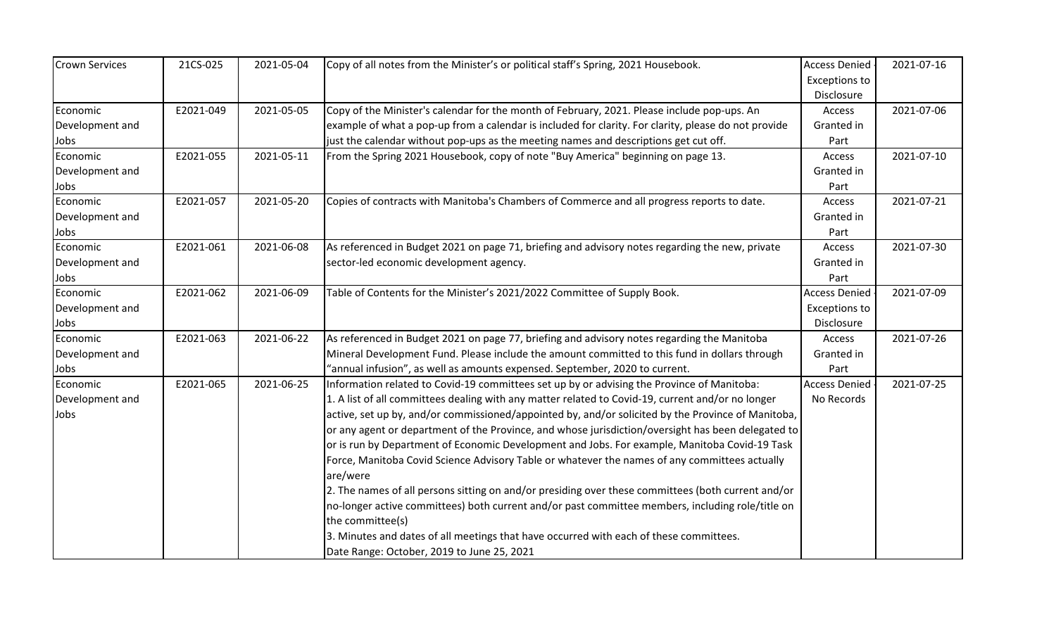| Crown Services | 21CS-025 | 2021-05-04 | Copy of all notes from the Minister's or political staff's Spring, 2021 Housebook. | Access Denied - Exceptions to Disclosure | 2021-07-16 |
|---|---|---|---|---|---|
| Economic Development and Jobs | E2021-049 | 2021-05-05 | Copy of the Minister's calendar for the month of February, 2021. Please include pop-ups. An example of what a pop-up from a calendar is included for clarity. For clarity, please do not provide just the calendar without pop-ups as the meeting names and descriptions get cut off. | Access Granted in Part | 2021-07-06 |
| Economic Development and Jobs | E2021-055 | 2021-05-11 | From the Spring 2021 Housebook, copy of note "Buy America" beginning on page 13. | Access Granted in Part | 2021-07-10 |
| Economic Development and Jobs | E2021-057 | 2021-05-20 | Copies of contracts with Manitoba's Chambers of Commerce and all progress reports to date. | Access Granted in Part | 2021-07-21 |
| Economic Development and Jobs | E2021-061 | 2021-06-08 | As referenced in Budget 2021 on page 71, briefing and advisory notes regarding the new, private sector-led economic development agency. | Access Granted in Part | 2021-07-30 |
| Economic Development and Jobs | E2021-062 | 2021-06-09 | Table of Contents for the Minister's 2021/2022 Committee of Supply Book. | Access Denied - Exceptions to Disclosure | 2021-07-09 |
| Economic Development and Jobs | E2021-063 | 2021-06-22 | As referenced in Budget 2021 on page 77, briefing and advisory notes regarding the Manitoba Mineral Development Fund. Please include the amount committed to this fund in dollars through "annual infusion", as well as amounts expensed. September, 2020 to current. | Access Granted in Part | 2021-07-26 |
| Economic Development and Jobs | E2021-065 | 2021-06-25 | Information related to Covid-19 committees set up by or advising the Province of Manitoba: 1. A list of all committees dealing with any matter related to Covid-19, current and/or no longer active, set up by, and/or commissioned/appointed by, and/or solicited by the Province of Manitoba, or any agent or department of the Province, and whose jurisdiction/oversight has been delegated to or is run by Department of Economic Development and Jobs. For example, Manitoba Covid-19 Task Force, Manitoba Covid Science Advisory Table or whatever the names of any committees actually are/were 2. The names of all persons sitting on and/or presiding over these committees (both current and/or no-longer active committees) both current and/or past committee members, including role/title on the committee(s) 3. Minutes and dates of all meetings that have occurred with each of these committees. Date Range: October, 2019 to June 25, 2021 | Access Denied - No Records | 2021-07-25 |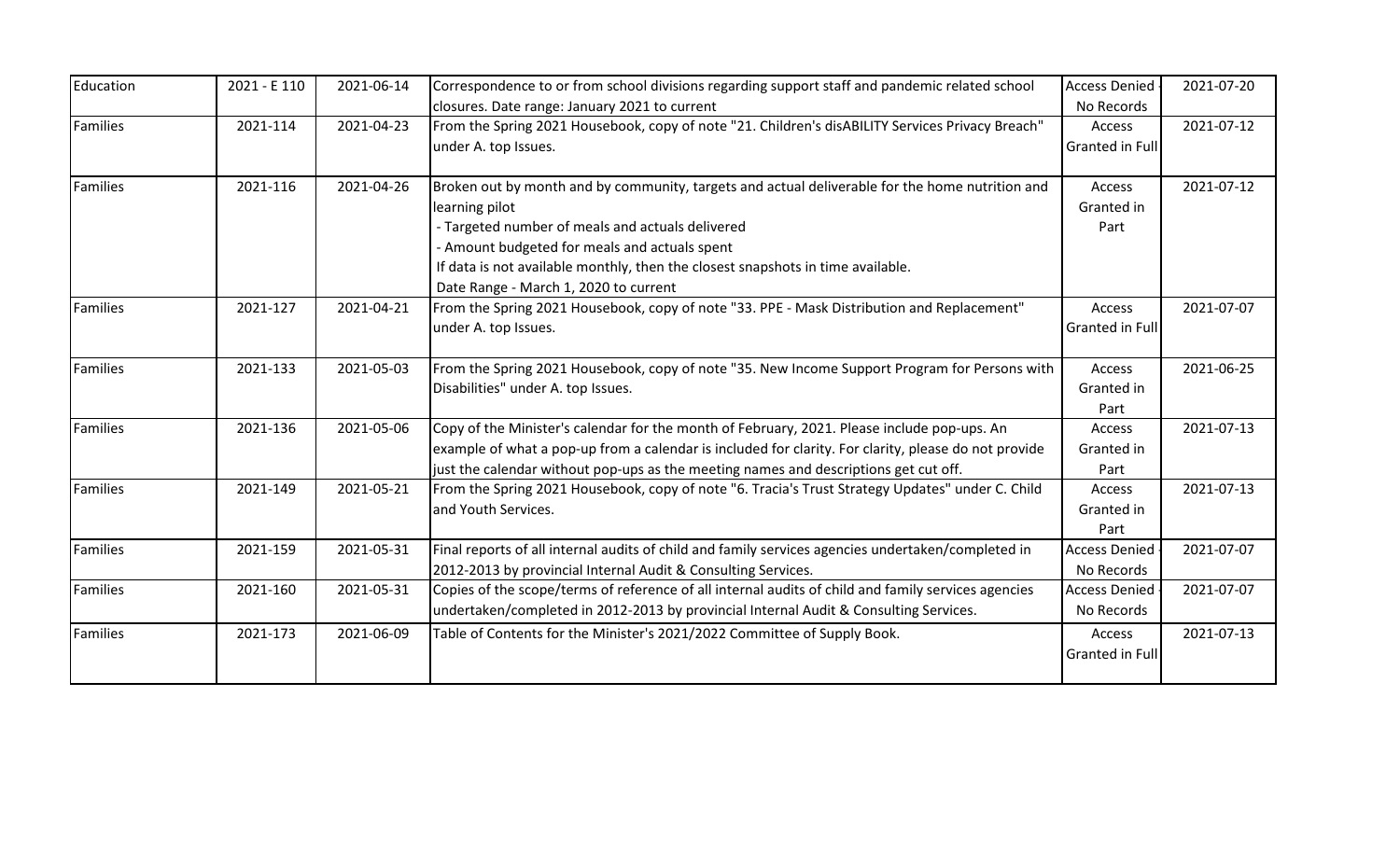| | | | | | |
|---|---|---|---|---|---|
| Education | 2021 - E 110 | 2021-06-14 | Correspondence to or from school divisions regarding support staff and pandemic related school closures. Date range: January 2021 to current | Access Denied - No Records | 2021-07-20 |
| Families | 2021-114 | 2021-04-23 | From the Spring 2021 Housebook, copy of note "21. Children's disABILITY Services Privacy Breach" under A. top Issues. | Access Granted in Full | 2021-07-12 |
| Families | 2021-116 | 2021-04-26 | Broken out by month and by community, targets and actual deliverable for the home nutrition and learning pilot<br>- Targeted number of meals and actuals delivered<br>- Amount budgeted for meals and actuals spent<br>If data is not available monthly, then the closest snapshots in time available.<br>Date Range - March 1, 2020 to current | Access Granted in Part | 2021-07-12 |
| Families | 2021-127 | 2021-04-21 | From the Spring 2021 Housebook, copy of note "33. PPE - Mask Distribution and Replacement" under A. top Issues. | Access Granted in Full | 2021-07-07 |
| Families | 2021-133 | 2021-05-03 | From the Spring 2021 Housebook, copy of note "35. New Income Support Program for Persons with Disabilities" under A. top Issues. | Access Granted in Part | 2021-06-25 |
| Families | 2021-136 | 2021-05-06 | Copy of the Minister's calendar for the month of February, 2021. Please include pop-ups. An example of what a pop-up from a calendar is included for clarity. For clarity, please do not provide just the calendar without pop-ups as the meeting names and descriptions get cut off. | Access Granted in Part | 2021-07-13 |
| Families | 2021-149 | 2021-05-21 | From the Spring 2021 Housebook, copy of note "6. Tracia's Trust Strategy Updates" under C. Child and Youth Services. | Access Granted in Part | 2021-07-13 |
| Families | 2021-159 | 2021-05-31 | Final reports of all internal audits of child and family services agencies undertaken/completed in 2012-2013 by provincial Internal Audit & Consulting Services. | Access Denied - No Records | 2021-07-07 |
| Families | 2021-160 | 2021-05-31 | Copies of the scope/terms of reference of all internal audits of child and family services agencies undertaken/completed in 2012-2013 by provincial Internal Audit & Consulting Services. | Access Denied - No Records | 2021-07-07 |
| Families | 2021-173 | 2021-06-09 | Table of Contents for the Minister's 2021/2022 Committee of Supply Book. | Access Granted in Full | 2021-07-13 |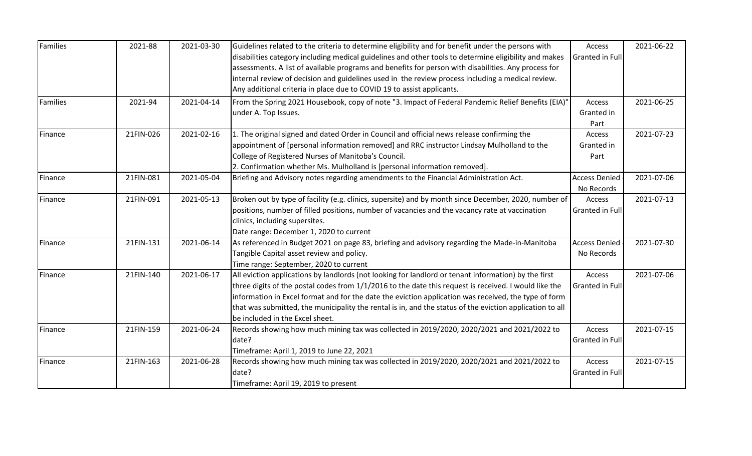| Families | 2021-88 | 2021-03-30 | Guidelines related to the criteria to determine eligibility and for benefit under the persons with disabilities category including medical guidelines and other tools to determine eligibility and makes assessments. A list of available programs and benefits for person with disabilities. Any process for internal review of decision and guidelines used in the review process including a medical review. Any additional criteria in place due to COVID 19 to assist applicants. | Access Granted in Full | 2021-06-22 |
|---|---|---|---|---|---|
| Families | 2021-94 | 2021-04-14 | From the Spring 2021 Housebook, copy of note "3. Impact of Federal Pandemic Relief Benefits (EIA)" under A. Top Issues. | Access Granted in Part | 2021-06-25 |
| Finance | 21FIN-026 | 2021-02-16 | 1. The original signed and dated Order in Council and official news release confirming the appointment of [personal information removed] and RRC instructor Lindsay Mulholland to the College of Registered Nurses of Manitoba's Council.<br>2. Confirmation whether Ms. Mulholland is [personal information removed]. | Access Granted in Part | 2021-07-23 |
| Finance | 21FIN-081 | 2021-05-04 | Briefing and Advisory notes regarding amendments to the Financial Administration Act. | Access Denied - No Records | 2021-07-06 |
| Finance | 21FIN-091 | 2021-05-13 | Broken out by type of facility (e.g. clinics, supersite) and by month since December, 2020, number of positions, number of filled positions, number of vacancies and the vacancy rate at vaccination clinics, including supersites.<br>Date range: December 1, 2020 to current | Access Granted in Full | 2021-07-13 |
| Finance | 21FIN-131 | 2021-06-14 | As referenced in Budget 2021 on page 83, briefing and advisory regarding the Made-in-Manitoba Tangible Capital asset review and policy.<br>Time range: September, 2020 to current | Access Denied - No Records | 2021-07-30 |
| Finance | 21FIN-140 | 2021-06-17 | All eviction applications by landlords (not looking for landlord or tenant information) by the first three digits of the postal codes from 1/1/2016 to the date this request is received. I would like the information in Excel format and for the date the eviction application was received, the type of form that was submitted, the municipality the rental is in, and the status of the eviction application to all be included in the Excel sheet. | Access Granted in Full | 2021-07-06 |
| Finance | 21FIN-159 | 2021-06-24 | Records showing how much mining tax was collected in 2019/2020, 2020/2021 and 2021/2022 to date?<br>Timeframe: April 1, 2019 to June 22, 2021 | Access Granted in Full | 2021-07-15 |
| Finance | 21FIN-163 | 2021-06-28 | Records showing how much mining tax was collected in 2019/2020, 2020/2021 and 2021/2022 to date?<br>Timeframe: April 19, 2019 to present | Access Granted in Full | 2021-07-15 |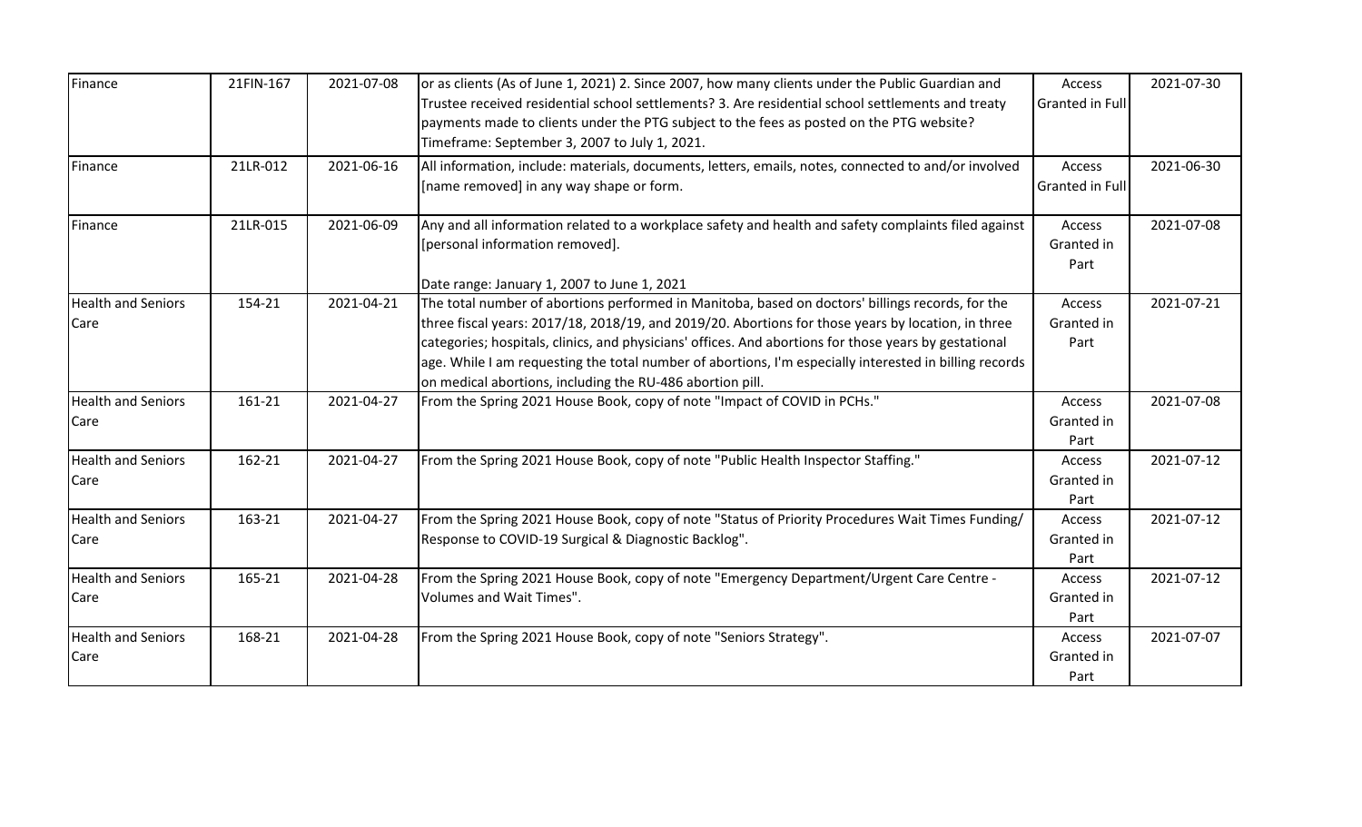| Finance | 21FIN-167 | 2021-07-08 | or as clients (As of June 1, 2021) 2. Since 2007, how many clients under the Public Guardian and Trustee received residential school settlements? 3. Are residential school settlements and treaty payments made to clients under the PTG subject to the fees as posted on the PTG website? Timeframe: September 3, 2007 to July 1, 2021. | Access Granted in Full | 2021-07-30 |
|---|---|---|---|---|---|
| Finance | 21LR-012 | 2021-06-16 | All information, include: materials, documents, letters, emails, notes, connected to and/or involved [name removed] in any way shape or form. | Access Granted in Full | 2021-06-30 |
| Finance | 21LR-015 | 2021-06-09 | Any and all information related to a workplace safety and health and safety complaints filed against [personal information removed].<br><br>Date range: January 1, 2007 to June 1, 2021 | Access Granted in Part | 2021-07-08 |
| Health and Seniors Care | 154-21 | 2021-04-21 | The total number of abortions performed in Manitoba, based on doctors' billings records, for the three fiscal years: 2017/18, 2018/19, and 2019/20. Abortions for those years by location, in three categories; hospitals, clinics, and physicians' offices. And abortions for those years by gestational age. While I am requesting the total number of abortions, I'm especially interested in billing records on medical abortions, including the RU-486 abortion pill. | Access Granted in Part | 2021-07-21 |
| Health and Seniors Care | 161-21 | 2021-04-27 | From the Spring 2021 House Book, copy of note "Impact of COVID in PCHs." | Access Granted in Part | 2021-07-08 |
| Health and Seniors Care | 162-21 | 2021-04-27 | From the Spring 2021 House Book, copy of note "Public Health Inspector Staffing." | Access Granted in Part | 2021-07-12 |
| Health and Seniors Care | 163-21 | 2021-04-27 | From the Spring 2021 House Book, copy of note "Status of Priority Procedures Wait Times Funding/ Response to COVID-19 Surgical & Diagnostic Backlog". | Access Granted in Part | 2021-07-12 |
| Health and Seniors Care | 165-21 | 2021-04-28 | From the Spring 2021 House Book, copy of note "Emergency Department/Urgent Care Centre - Volumes and Wait Times". | Access Granted in Part | 2021-07-12 |
| Health and Seniors Care | 168-21 | 2021-04-28 | From the Spring 2021 House Book, copy of note "Seniors Strategy". | Access Granted in Part | 2021-07-07 |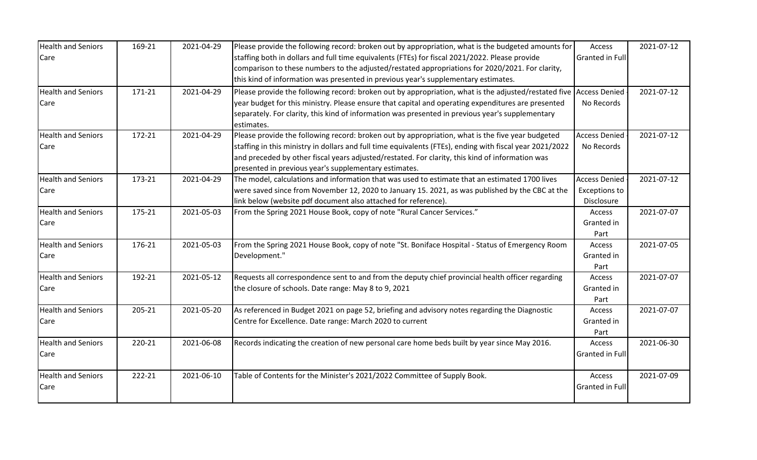| Health and Seniors Care | 169-21 | 2021-04-29 | Please provide the following record: broken out by appropriation, what is the budgeted amounts for staffing both in dollars and full time equivalents (FTEs) for fiscal 2021/2022. Please provide comparison to these numbers to the adjusted/restated appropriations for 2020/2021. For clarity, this kind of information was presented in previous year's supplementary estimates. | Access Granted in Full | 2021-07-12 |
|---|---|---|---|---|---|
| Health and Seniors Care | 171-21 | 2021-04-29 | Please provide the following record: broken out by appropriation, what is the adjusted/restated five year budget for this ministry. Please ensure that capital and operating expenditures are presented separately. For clarity, this kind of information was presented in previous year's supplementary estimates. | Access Denied - No Records | 2021-07-12 |
| Health and Seniors Care | 172-21 | 2021-04-29 | Please provide the following record: broken out by appropriation, what is the five year budgeted staffing in this ministry in dollars and full time equivalents (FTEs), ending with fiscal year 2021/2022 and preceded by other fiscal years adjusted/restated. For clarity, this kind of information was presented in previous year's supplementary estimates. | Access Denied - No Records | 2021-07-12 |
| Health and Seniors Care | 173-21 | 2021-04-29 | The model, calculations and information that was used to estimate that an estimated 1700 lives were saved since from November 12, 2020 to January 15. 2021, as was published by the CBC at the link below (website pdf document also attached for reference). | Access Denied - Exceptions to Disclosure | 2021-07-12 |
| Health and Seniors Care | 175-21 | 2021-05-03 | From the Spring 2021 House Book, copy of note "Rural Cancer Services." | Access Granted in Part | 2021-07-07 |
| Health and Seniors Care | 176-21 | 2021-05-03 | From the Spring 2021 House Book, copy of note "St. Boniface Hospital - Status of Emergency Room Development." | Access Granted in Part | 2021-07-05 |
| Health and Seniors Care | 192-21 | 2021-05-12 | Requests all correspondence sent to and from the deputy chief provincial health officer regarding the closure of schools. Date range: May 8 to 9, 2021 | Access Granted in Part | 2021-07-07 |
| Health and Seniors Care | 205-21 | 2021-05-20 | As referenced in Budget 2021 on page 52, briefing and advisory notes regarding the Diagnostic Centre for Excellence. Date range: March 2020 to current | Access Granted in Part | 2021-07-07 |
| Health and Seniors Care | 220-21 | 2021-06-08 | Records indicating the creation of new personal care home beds built by year since May 2016. | Access Granted in Full | 2021-06-30 |
| Health and Seniors Care | 222-21 | 2021-06-10 | Table of Contents for the Minister's 2021/2022 Committee of Supply Book. | Access Granted in Full | 2021-07-09 |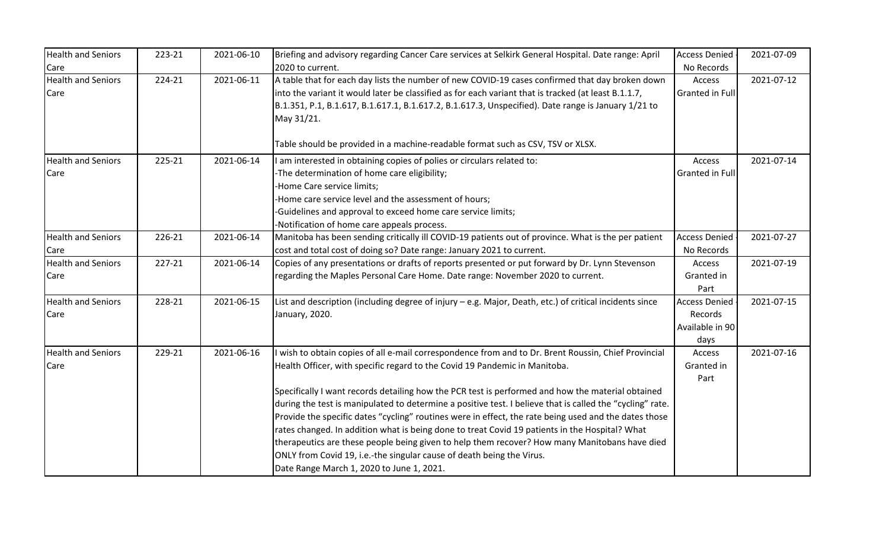| Health and Seniors Care | 223-21 | 2021-06-10 | Briefing and advisory regarding Cancer Care services at Selkirk General Hospital. Date range: April 2020 to current. | Access Denied - No Records | 2021-07-09 |
|---|---|---|---|---|---|
| Health and Seniors Care | 224-21 | 2021-06-11 | A table that for each day lists the number of new COVID-19 cases confirmed that day broken down into the variant it would later be classified as for each variant that is tracked (at least B.1.1.7, B.1.351, P.1, B.1.617, B.1.617.1, B.1.617.2, B.1.617.3, Unspecified). Date range is January 1/21 to May 31/21.<br><br>Table should be provided in a machine-readable format such as CSV, TSV or XLSX. | Access Granted in Full | 2021-07-12 |
| Health and Seniors Care | 225-21 | 2021-06-14 | I am interested in obtaining copies of polies or circulars related to:<br>-The determination of home care eligibility;<br>-Home Care service limits;<br>-Home care service level and the assessment of hours;<br>-Guidelines and approval to exceed home care service limits;<br>-Notification of home care appeals process. | Access Granted in Full | 2021-07-14 |
| Health and Seniors Care | 226-21 | 2021-06-14 | Manitoba has been sending critically ill COVID-19 patients out of province. What is the per patient cost and total cost of doing so? Date range: January 2021 to current. | Access Denied - No Records | 2021-07-27 |
| Health and Seniors Care | 227-21 | 2021-06-14 | Copies of any presentations or drafts of reports presented or put forward by Dr. Lynn Stevenson regarding the Maples Personal Care Home. Date range: November 2020 to current. | Access Granted in Part | 2021-07-19 |
| Health and Seniors Care | 228-21 | 2021-06-15 | List and description (including degree of injury – e.g. Major, Death, etc.) of critical incidents since January, 2020. | Access Denied - Records Available in 90 days | 2021-07-15 |
| Health and Seniors Care | 229-21 | 2021-06-16 | I wish to obtain copies of all e-mail correspondence from and to Dr. Brent Roussin, Chief Provincial Health Officer, with specific regard to the Covid 19 Pandemic in Manitoba.<br><br>Specifically I want records detailing how the PCR test is performed and how the material obtained during the test is manipulated to determine a positive test. I believe that is called the "cycling" rate. Provide the specific dates "cycling" routines were in effect, the rate being used and the dates those rates changed. In addition what is being done to treat Covid 19 patients in the Hospital? What therapeutics are these people being given to help them recover? How many Manitobans have died ONLY from Covid 19, i.e.-the singular cause of death being the Virus.<br>Date Range March 1, 2020 to June 1, 2021. | Access Granted in Part | 2021-07-16 |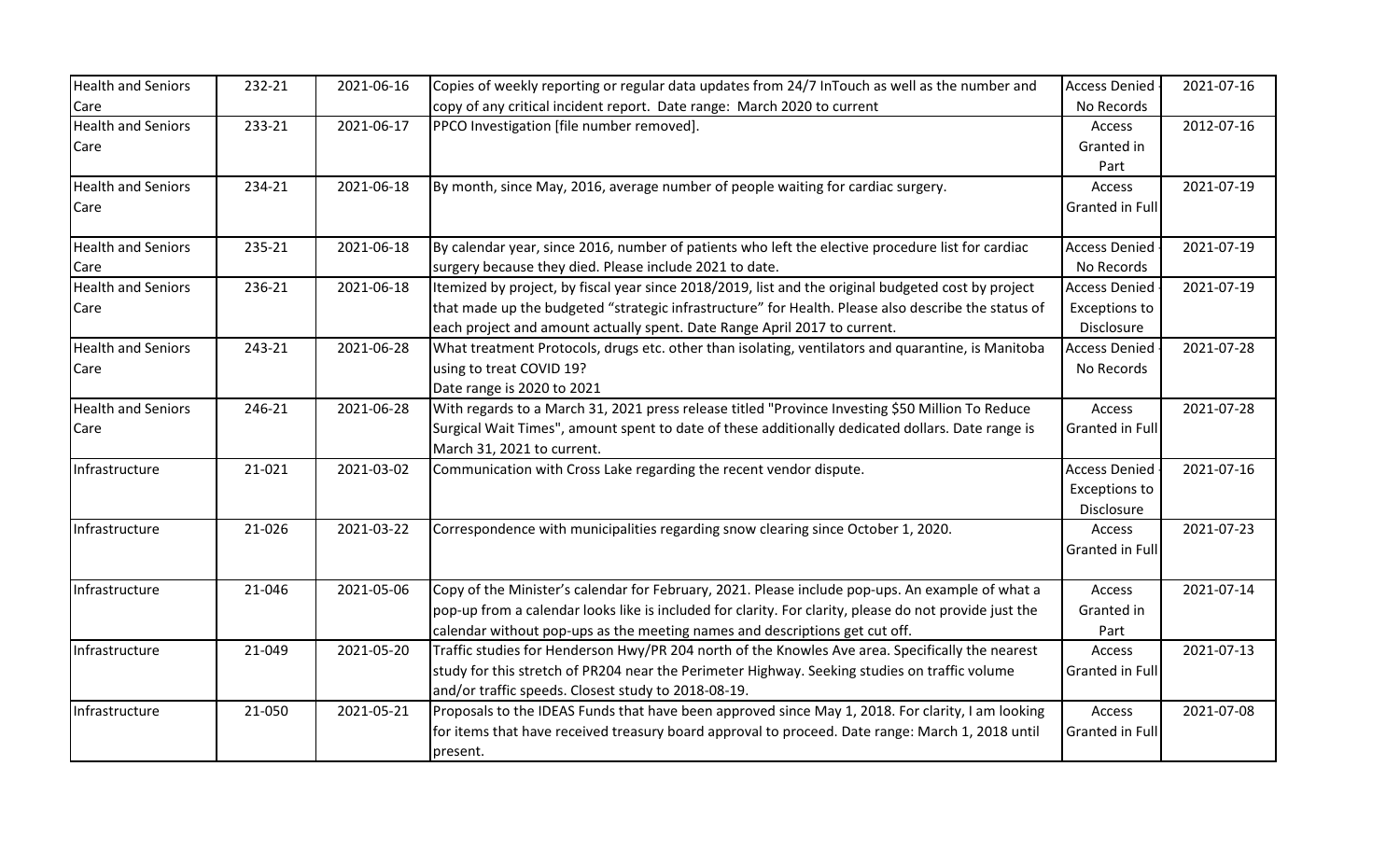| Health and Seniors Care | 232-21 | 2021-06-16 | Copies of weekly reporting or regular data updates from 24/7 InTouch as well as the number and copy of any critical incident report. Date range: March 2020 to current | Access Denied - No Records | 2021-07-16 |
|---|---|---|---|---|---|
| Health and Seniors Care | 233-21 | 2021-06-17 | PPCO Investigation [file number removed]. | Access Granted in Part | 2012-07-16 |
| Health and Seniors Care | 234-21 | 2021-06-18 | By month, since May, 2016, average number of people waiting for cardiac surgery. | Access Granted in Full | 2021-07-19 |
| Health and Seniors Care | 235-21 | 2021-06-18 | By calendar year, since 2016, number of patients who left the elective procedure list for cardiac surgery because they died. Please include 2021 to date. | Access Denied - No Records | 2021-07-19 |
| Health and Seniors Care | 236-21 | 2021-06-18 | Itemized by project, by fiscal year since 2018/2019, list and the original budgeted cost by project that made up the budgeted "strategic infrastructure" for Health. Please also describe the status of each project and amount actually spent. Date Range April 2017 to current. | Access Denied - Exceptions to Disclosure | 2021-07-19 |
| Health and Seniors Care | 243-21 | 2021-06-28 | What treatment Protocols, drugs etc. other than isolating, ventilators and quarantine, is Manitoba using to treat COVID 19? Date range is 2020 to 2021 | Access Denied - No Records | 2021-07-28 |
| Health and Seniors Care | 246-21 | 2021-06-28 | With regards to a March 31, 2021 press release titled "Province Investing $50 Million To Reduce Surgical Wait Times", amount spent to date of these additionally dedicated dollars. Date range is March 31, 2021 to current. | Access Granted in Full | 2021-07-28 |
| Infrastructure | 21-021 | 2021-03-02 | Communication with Cross Lake regarding the recent vendor dispute. | Access Denied - Exceptions to Disclosure | 2021-07-16 |
| Infrastructure | 21-026 | 2021-03-22 | Correspondence with municipalities regarding snow clearing since October 1, 2020. | Access Granted in Full | 2021-07-23 |
| Infrastructure | 21-046 | 2021-05-06 | Copy of the Minister's calendar for February, 2021. Please include pop-ups. An example of what a pop-up from a calendar looks like is included for clarity. For clarity, please do not provide just the calendar without pop-ups as the meeting names and descriptions get cut off. | Access Granted in Part | 2021-07-14 |
| Infrastructure | 21-049 | 2021-05-20 | Traffic studies for Henderson Hwy/PR 204 north of the Knowles Ave area. Specifically the nearest study for this stretch of PR204 near the Perimeter Highway. Seeking studies on traffic volume and/or traffic speeds. Closest study to 2018-08-19. | Access Granted in Full | 2021-07-13 |
| Infrastructure | 21-050 | 2021-05-21 | Proposals to the IDEAS Funds that have been approved since May 1, 2018. For clarity, I am looking for items that have received treasury board approval to proceed. Date range: March 1, 2018 until present. | Access Granted in Full | 2021-07-08 |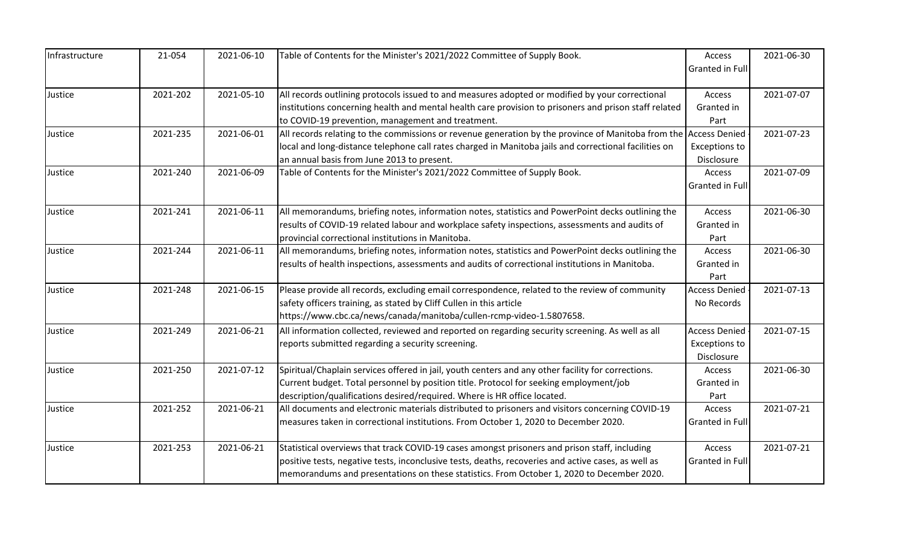| Infrastructure | 21-054 | 2021-06-10 | Table of Contents for the Minister's 2021/2022 Committee of Supply Book. | Access Granted in Full | 2021-06-30 |
|---|---|---|---|---|---|
| Justice | 2021-202 | 2021-05-10 | All records outlining protocols issued to and measures adopted or modified by your correctional institutions concerning health and mental health care provision to prisoners and prison staff related to COVID-19 prevention, management and treatment. | Access Granted in Part | 2021-07-07 |
| Justice | 2021-235 | 2021-06-01 | All records relating to the commissions or revenue generation by the province of Manitoba from the local and long-distance telephone call rates charged in Manitoba jails and correctional facilities on an annual basis from June 2013 to present. | Access Denied - Exceptions to Disclosure | 2021-07-23 |
| Justice | 2021-240 | 2021-06-09 | Table of Contents for the Minister's 2021/2022 Committee of Supply Book. | Access Granted in Full | 2021-07-09 |
| Justice | 2021-241 | 2021-06-11 | All memorandums, briefing notes, information notes, statistics and PowerPoint decks outlining the results of COVID-19 related labour and workplace safety inspections, assessments and audits of provincial correctional institutions in Manitoba. | Access Granted in Part | 2021-06-30 |
| Justice | 2021-244 | 2021-06-11 | All memorandums, briefing notes, information notes, statistics and PowerPoint decks outlining the results of health inspections, assessments and audits of correctional institutions in Manitoba. | Access Granted in Part | 2021-06-30 |
| Justice | 2021-248 | 2021-06-15 | Please provide all records, excluding email correspondence, related to the review of community safety officers training, as stated by Cliff Cullen in this article https://www.cbc.ca/news/canada/manitoba/cullen-rcmp-video-1.5807658. | Access Denied - No Records | 2021-07-13 |
| Justice | 2021-249 | 2021-06-21 | All information collected, reviewed and reported on regarding security screening. As well as all reports submitted regarding a security screening. | Access Denied - Exceptions to Disclosure | 2021-07-15 |
| Justice | 2021-250 | 2021-07-12 | Spiritual/Chaplain services offered in jail, youth centers and any other facility for corrections. Current budget. Total personnel by position title. Protocol for seeking employment/job description/qualifications desired/required. Where is HR office located. | Access Granted in Part | 2021-06-30 |
| Justice | 2021-252 | 2021-06-21 | All documents and electronic materials distributed to prisoners and visitors concerning COVID-19 measures taken in correctional institutions. From October 1, 2020 to December 2020. | Access Granted in Full | 2021-07-21 |
| Justice | 2021-253 | 2021-06-21 | Statistical overviews that track COVID-19 cases amongst prisoners and prison staff, including positive tests, negative tests, inconclusive tests, deaths, recoveries and active cases, as well as memorandums and presentations on these statistics. From October 1, 2020 to December 2020. | Access Granted in Full | 2021-07-21 |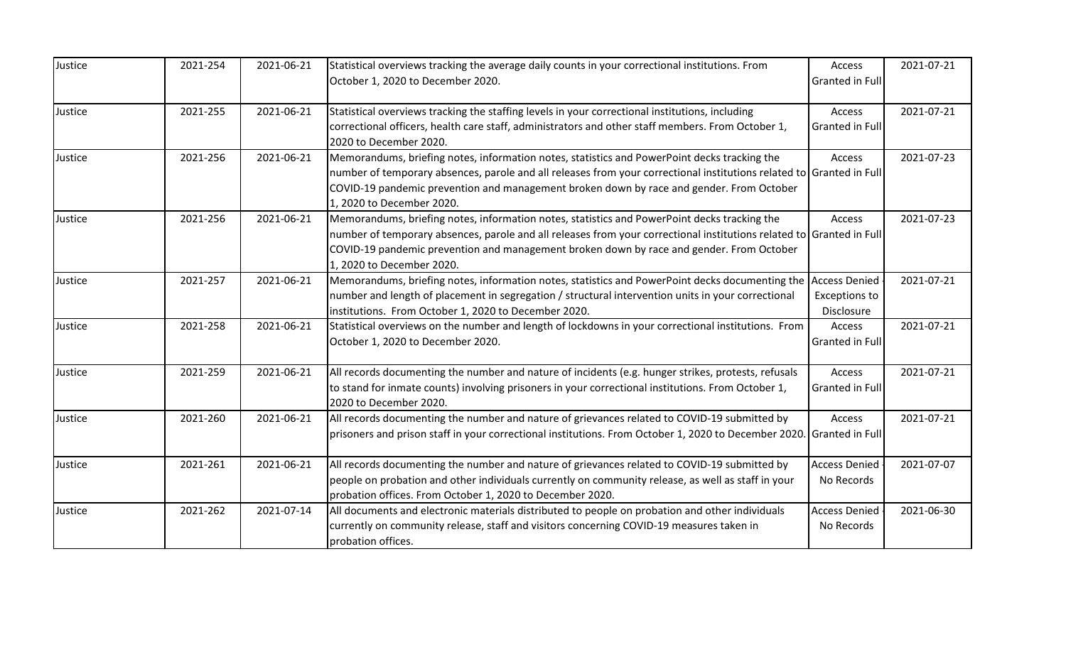| Justice | 2021-254 | 2021-06-21 | Statistical overviews tracking the average daily counts in your correctional institutions. From October 1, 2020 to December 2020. | Access Granted in Full | 2021-07-21 |
|---|---|---|---|---|---|
| Justice | 2021-255 | 2021-06-21 | Statistical overviews tracking the staffing levels in your correctional institutions, including correctional officers, health care staff, administrators and other staff members. From October 1, 2020 to December 2020. | Access Granted in Full | 2021-07-21 |
| Justice | 2021-256 | 2021-06-21 | Memorandums, briefing notes, information notes, statistics and PowerPoint decks tracking the number of temporary absences, parole and all releases from your correctional institutions related to COVID-19 pandemic prevention and management broken down by race and gender. From October 1, 2020 to December 2020. | Access Granted in Full | 2021-07-23 |
| Justice | 2021-256 | 2021-06-21 | Memorandums, briefing notes, information notes, statistics and PowerPoint decks tracking the number of temporary absences, parole and all releases from your correctional institutions related to COVID-19 pandemic prevention and management broken down by race and gender. From October 1, 2020 to December 2020. | Access Granted in Full | 2021-07-23 |
| Justice | 2021-257 | 2021-06-21 | Memorandums, briefing notes, information notes, statistics and PowerPoint decks documenting the number and length of placement in segregation / structural intervention units in your correctional institutions. From October 1, 2020 to December 2020. | Access Denied - Exceptions to Disclosure | 2021-07-21 |
| Justice | 2021-258 | 2021-06-21 | Statistical overviews on the number and length of lockdowns in your correctional institutions. From October 1, 2020 to December 2020. | Access Granted in Full | 2021-07-21 |
| Justice | 2021-259 | 2021-06-21 | All records documenting the number and nature of incidents (e.g. hunger strikes, protests, refusals to stand for inmate counts) involving prisoners in your correctional institutions. From October 1, 2020 to December 2020. | Access Granted in Full | 2021-07-21 |
| Justice | 2021-260 | 2021-06-21 | All records documenting the number and nature of grievances related to COVID-19 submitted by prisoners and prison staff in your correctional institutions. From October 1, 2020 to December 2020. | Access Granted in Full | 2021-07-21 |
| Justice | 2021-261 | 2021-06-21 | All records documenting the number and nature of grievances related to COVID-19 submitted by people on probation and other individuals currently on community release, as well as staff in your probation offices. From October 1, 2020 to December 2020. | Access Denied - No Records | 2021-07-07 |
| Justice | 2021-262 | 2021-07-14 | All documents and electronic materials distributed to people on probation and other individuals currently on community release, staff and visitors concerning COVID-19 measures taken in probation offices. | Access Denied - No Records | 2021-06-30 |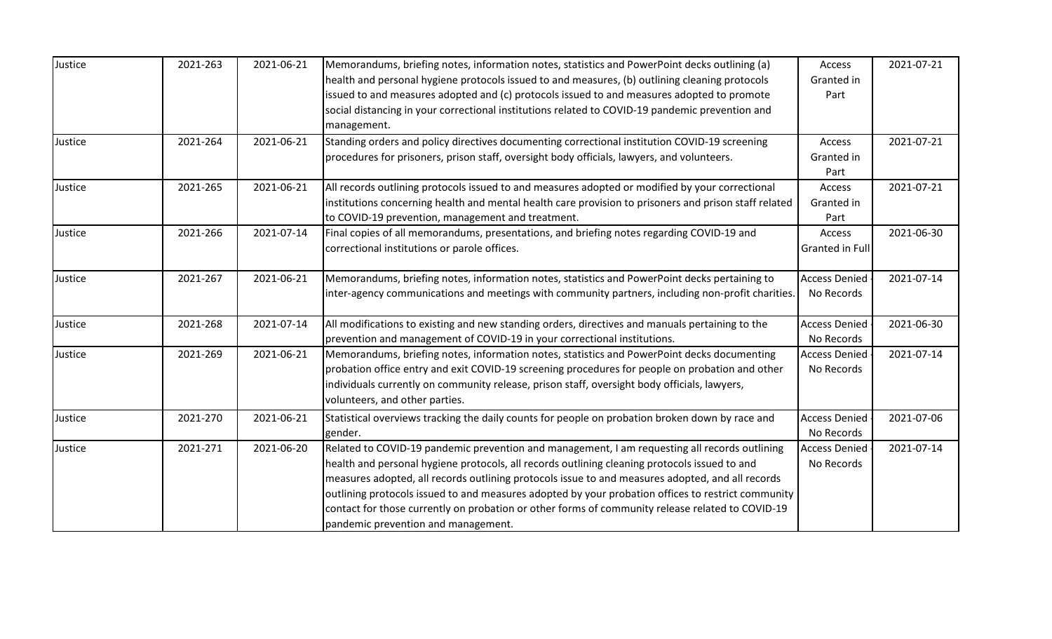| Justice | 2021-263 | 2021-06-21 | Memorandums, briefing notes, information notes, statistics and PowerPoint decks outlining (a) health and personal hygiene protocols issued to and measures, (b) outlining cleaning protocols issued to and measures adopted and (c) protocols issued to and measures adopted to promote social distancing in your correctional institutions related to COVID-19 pandemic prevention and management. | Access Granted in Part | 2021-07-21 |
|---|---|---|---|---|---|
| Justice | 2021-264 | 2021-06-21 | Standing orders and policy directives documenting correctional institution COVID-19 screening procedures for prisoners, prison staff, oversight body officials, lawyers, and volunteers. | Access Granted in Part | 2021-07-21 |
| Justice | 2021-265 | 2021-06-21 | All records outlining protocols issued to and measures adopted or modified by your correctional institutions concerning health and mental health care provision to prisoners and prison staff related to COVID-19 prevention, management and treatment. | Access Granted in Part | 2021-07-21 |
| Justice | 2021-266 | 2021-07-14 | Final copies of all memorandums, presentations, and briefing notes regarding COVID-19 and correctional institutions or parole offices. | Access Granted in Full | 2021-06-30 |
| Justice | 2021-267 | 2021-06-21 | Memorandums, briefing notes, information notes, statistics and PowerPoint decks pertaining to inter-agency communications and meetings with community partners, including non-profit charities. | Access Denied - No Records | 2021-07-14 |
| Justice | 2021-268 | 2021-07-14 | All modifications to existing and new standing orders, directives and manuals pertaining to the prevention and management of COVID-19 in your correctional institutions. | Access Denied - No Records | 2021-06-30 |
| Justice | 2021-269 | 2021-06-21 | Memorandums, briefing notes, information notes, statistics and PowerPoint decks documenting probation office entry and exit COVID-19 screening procedures for people on probation and other individuals currently on community release, prison staff, oversight body officials, lawyers, volunteers, and other parties. | Access Denied - No Records | 2021-07-14 |
| Justice | 2021-270 | 2021-06-21 | Statistical overviews tracking the daily counts for people on probation broken down by race and gender. | Access Denied - No Records | 2021-07-06 |
| Justice | 2021-271 | 2021-06-20 | Related to COVID-19 pandemic prevention and management, I am requesting all records outlining health and personal hygiene protocols, all records outlining cleaning protocols issued to and measures adopted, all records outlining protocols issue to and measures adopted, and all records outlining protocols issued to and measures adopted by your probation offices to restrict community contact for those currently on probation or other forms of community release related to COVID-19 pandemic prevention and management. | Access Denied - No Records | 2021-07-14 |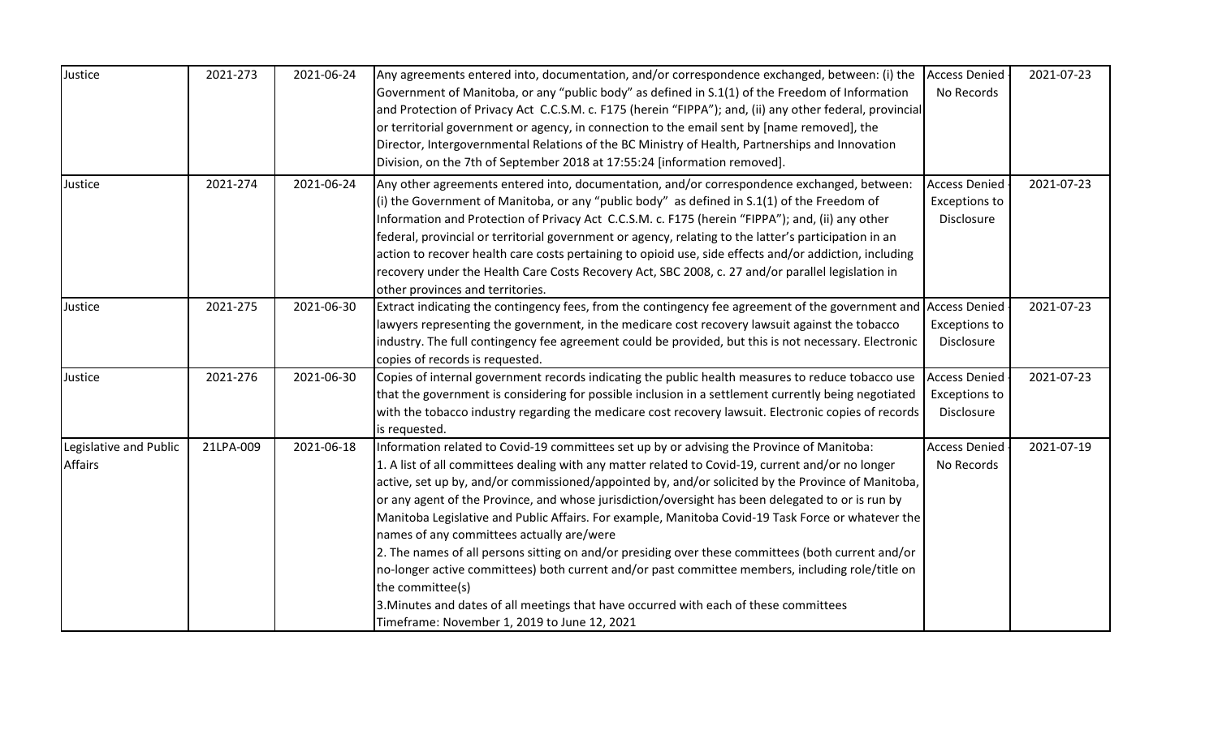| Justice | 2021-273 | 2021-06-24 | Any agreements entered into, documentation, and/or correspondence exchanged, between: (i) the Government of Manitoba, or any "public body" as defined in S.1(1) of the Freedom of Information and Protection of Privacy Act C.C.S.M. c. F175 (herein "FIPPA"); and, (ii) any other federal, provincial or territorial government or agency, in connection to the email sent by [name removed], the Director, Intergovernmental Relations of the BC Ministry of Health, Partnerships and Innovation Division, on the 7th of September 2018 at 17:55:24 [information removed]. | Access Denied - No Records | 2021-07-23 |
|---|---|---|---|---|---|
| Justice | 2021-274 | 2021-06-24 | Any other agreements entered into, documentation, and/or correspondence exchanged, between: (i) the Government of Manitoba, or any "public body" as defined in S.1(1) of the Freedom of Information and Protection of Privacy Act C.C.S.M. c. F175 (herein "FIPPA"); and, (ii) any other federal, provincial or territorial government or agency, relating to the latter's participation in an action to recover health care costs pertaining to opioid use, side effects and/or addiction, including recovery under the Health Care Costs Recovery Act, SBC 2008, c. 27 and/or parallel legislation in other provinces and territories. | Access Denied - Exceptions to Disclosure | 2021-07-23 |
| Justice | 2021-275 | 2021-06-30 | Extract indicating the contingency fees, from the contingency fee agreement of the government and lawyers representing the government, in the medicare cost recovery lawsuit against the tobacco industry. The full contingency fee agreement could be provided, but this is not necessary. Electronic copies of records is requested. | Access Denied - Exceptions to Disclosure | 2021-07-23 |
| Justice | 2021-276 | 2021-06-30 | Copies of internal government records indicating the public health measures to reduce tobacco use that the government is considering for possible inclusion in a settlement currently being negotiated with the tobacco industry regarding the medicare cost recovery lawsuit. Electronic copies of records is requested. | Access Denied - Exceptions to Disclosure | 2021-07-23 |
| Legislative and Public Affairs | 21LPA-009 | 2021-06-18 | Information related to Covid-19 committees set up by or advising the Province of Manitoba:<br>1. A list of all committees dealing with any matter related to Covid-19, current and/or no longer active, set up by, and/or commissioned/appointed by, and/or solicited by the Province of Manitoba, or any agent of the Province, and whose jurisdiction/oversight has been delegated to or is run by Manitoba Legislative and Public Affairs. For example, Manitoba Covid-19 Task Force or whatever the names of any committees actually are/were<br>2. The names of all persons sitting on and/or presiding over these committees (both current and/or no-longer active committees) both current and/or past committee members, including role/title on the committee(s)<br>3.Minutes and dates of all meetings that have occurred with each of these committees<br>Timeframe: November 1, 2019 to June 12, 2021 | Access Denied - No Records | 2021-07-19 |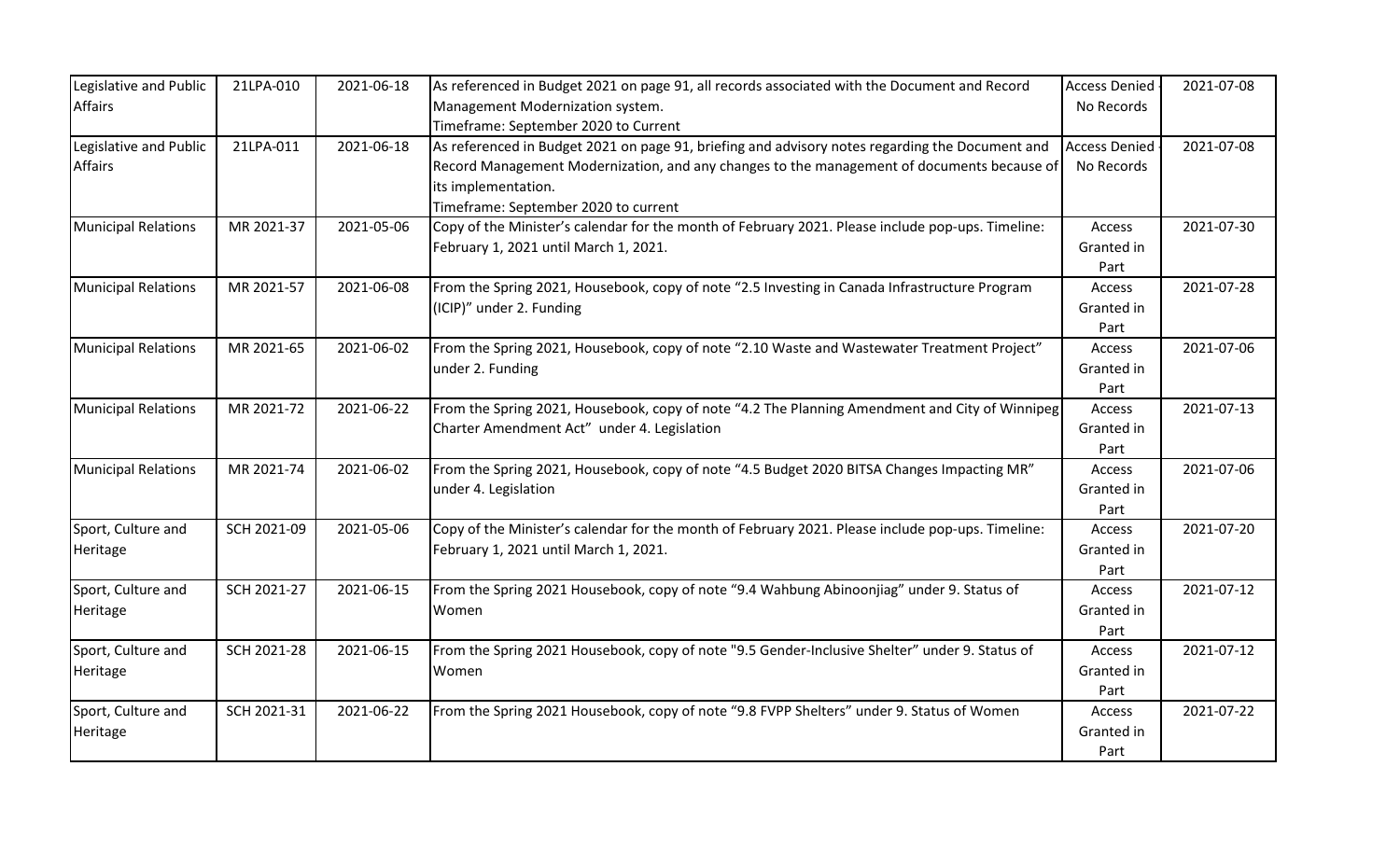| Legislative and Public Affairs | 21LPA-010 | 2021-06-18 | As referenced in Budget 2021 on page 91, all records associated with the Document and Record Management Modernization system. Timeframe: September 2020 to Current | Access Denied - No Records | 2021-07-08 |
|---|---|---|---|---|---|
| Legislative and Public Affairs | 21LPA-011 | 2021-06-18 | As referenced in Budget 2021 on page 91, briefing and advisory notes regarding the Document and Record Management Modernization, and any changes to the management of documents because of its implementation. Timeframe: September 2020 to current | Access Denied - No Records | 2021-07-08 |
| Municipal Relations | MR 2021-37 | 2021-05-06 | Copy of the Minister's calendar for the month of February 2021. Please include pop-ups. Timeline: February 1, 2021 until March 1, 2021. | Access Granted in Part | 2021-07-30 |
| Municipal Relations | MR 2021-57 | 2021-06-08 | From the Spring 2021, Housebook, copy of note "2.5 Investing in Canada Infrastructure Program (ICIP)" under 2. Funding | Access Granted in Part | 2021-07-28 |
| Municipal Relations | MR 2021-65 | 2021-06-02 | From the Spring 2021, Housebook, copy of note "2.10 Waste and Wastewater Treatment Project" under 2. Funding | Access Granted in Part | 2021-07-06 |
| Municipal Relations | MR 2021-72 | 2021-06-22 | From the Spring 2021, Housebook, copy of note "4.2 The Planning Amendment and City of Winnipeg Charter Amendment Act" under 4. Legislation | Access Granted in Part | 2021-07-13 |
| Municipal Relations | MR 2021-74 | 2021-06-02 | From the Spring 2021, Housebook, copy of note "4.5 Budget 2020 BITSA Changes Impacting MR" under 4. Legislation | Access Granted in Part | 2021-07-06 |
| Sport, Culture and Heritage | SCH 2021-09 | 2021-05-06 | Copy of the Minister's calendar for the month of February 2021. Please include pop-ups. Timeline: February 1, 2021 until March 1, 2021. | Access Granted in Part | 2021-07-20 |
| Sport, Culture and Heritage | SCH 2021-27 | 2021-06-15 | From the Spring 2021 Housebook, copy of note "9.4 Wahbung Abinoonjiag" under 9. Status of Women | Access Granted in Part | 2021-07-12 |
| Sport, Culture and Heritage | SCH 2021-28 | 2021-06-15 | From the Spring 2021 Housebook, copy of note "9.5 Gender-Inclusive Shelter" under 9. Status of Women | Access Granted in Part | 2021-07-12 |
| Sport, Culture and Heritage | SCH 2021-31 | 2021-06-22 | From the Spring 2021 Housebook, copy of note "9.8 FVPP Shelters" under 9. Status of Women | Access Granted in Part | 2021-07-22 |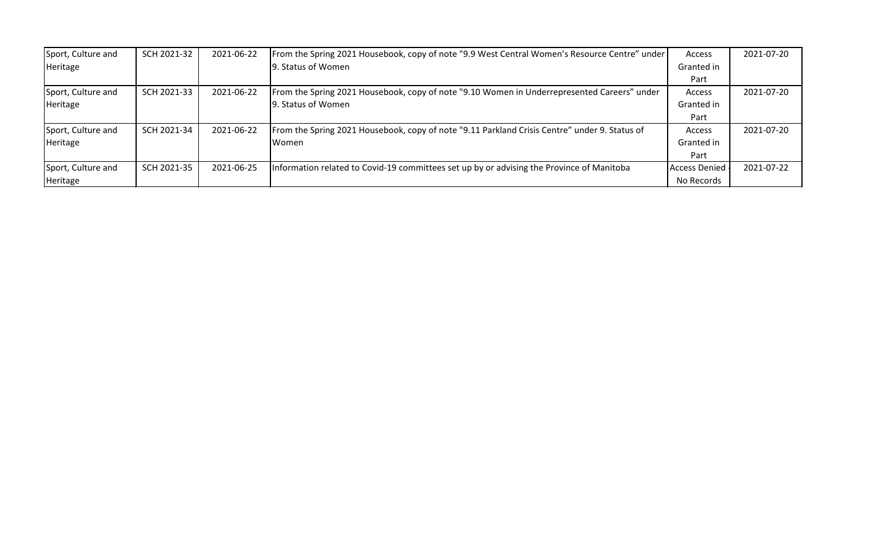| | | | | | |
|---|---|---|---|---|---|
| Sport, Culture and Heritage | SCH 2021-32 | 2021-06-22 | From the Spring 2021 Housebook, copy of note "9.9 West Central Women's Resource Centre" under 9. Status of Women | Access Granted in Part | 2021-07-20 |
| Sport, Culture and Heritage | SCH 2021-33 | 2021-06-22 | From the Spring 2021 Housebook, copy of note "9.10 Women in Underrepresented Careers" under 9. Status of Women | Access Granted in Part | 2021-07-20 |
| Sport, Culture and Heritage | SCH 2021-34 | 2021-06-22 | From the Spring 2021 Housebook, copy of note "9.11 Parkland Crisis Centre" under 9. Status of Women | Access Granted in Part | 2021-07-20 |
| Sport, Culture and Heritage | SCH 2021-35 | 2021-06-25 | Information related to Covid-19 committees set up by or advising the Province of Manitoba | Access Denied - No Records | 2021-07-22 |